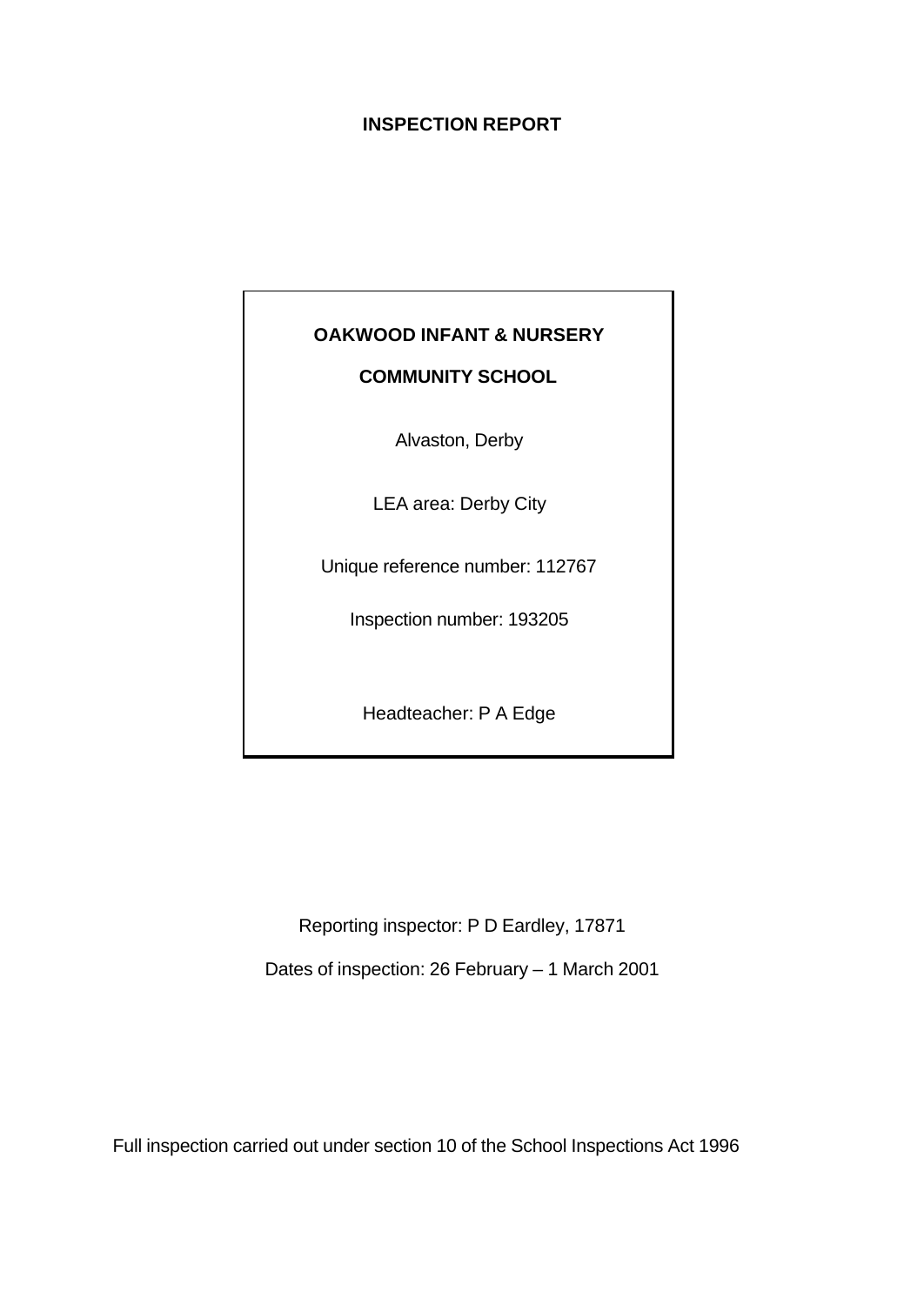**INSPECTION REPORT**

**OAKWOOD INFANT & NURSERY**

**COMMUNITY SCHOOL**

Alvaston, Derby

LEA area: Derby City

Unique reference number: 112767

Inspection number: 193205

Headteacher: P A Edge

Reporting inspector: P D Eardley, 17871

Dates of inspection: 26 February – 1 March 2001

Full inspection carried out under section 10 of the School Inspections Act 1996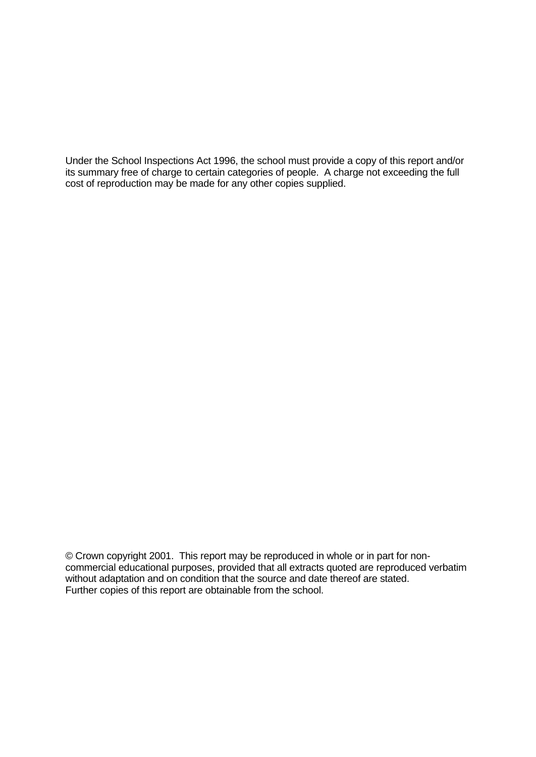Under the School Inspections Act 1996, the school must provide a copy of this report and/or its summary free of charge to certain categories of people. A charge not exceeding the full cost of reproduction may be made for any other copies supplied.

© Crown copyright 2001. This report may be reproduced in whole or in part for non-commercial educational purposes, provided that all extracts quoted are reproduced verbatim without adaptation and on condition that the source and date thereof are stated.
Further copies of this report are obtainable from the school.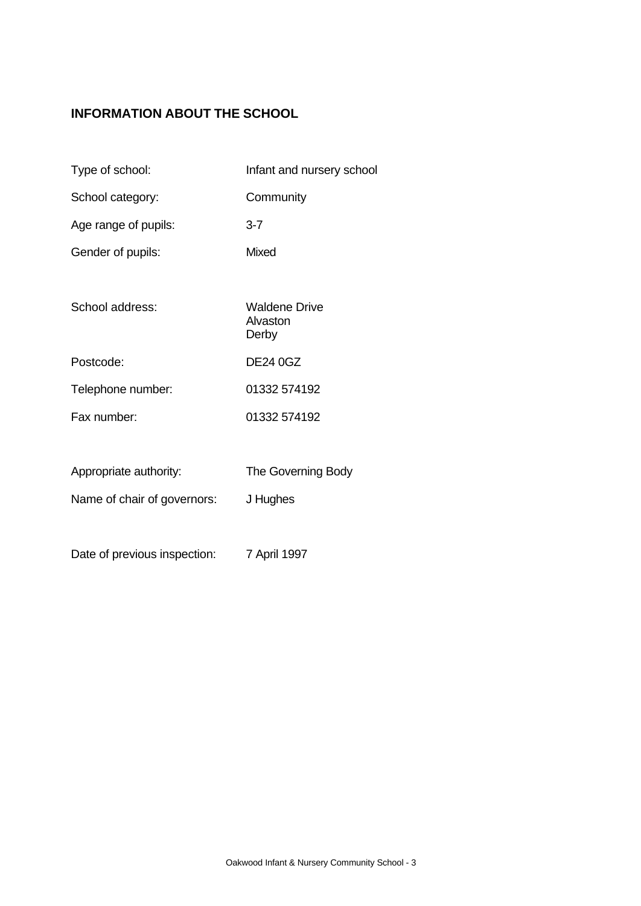## INFORMATION ABOUT THE SCHOOL

| | |
|---|---|
| Type of school: | Infant and nursery school |
| School category: | Community |
| Age range of pupils: | 3-7 |
| Gender of pupils: | Mixed |
| School address: | Waldene Drive<br>Alvaston<br>Derby |
| Postcode: | DE24 0GZ |
| Telephone number: | 01332 574192 |
| Fax number: | 01332 574192 |
| Appropriate authority: | The Governing Body |
| Name of chair of governors: | J Hughes |
| Date of previous inspection: | 7 April 1997 |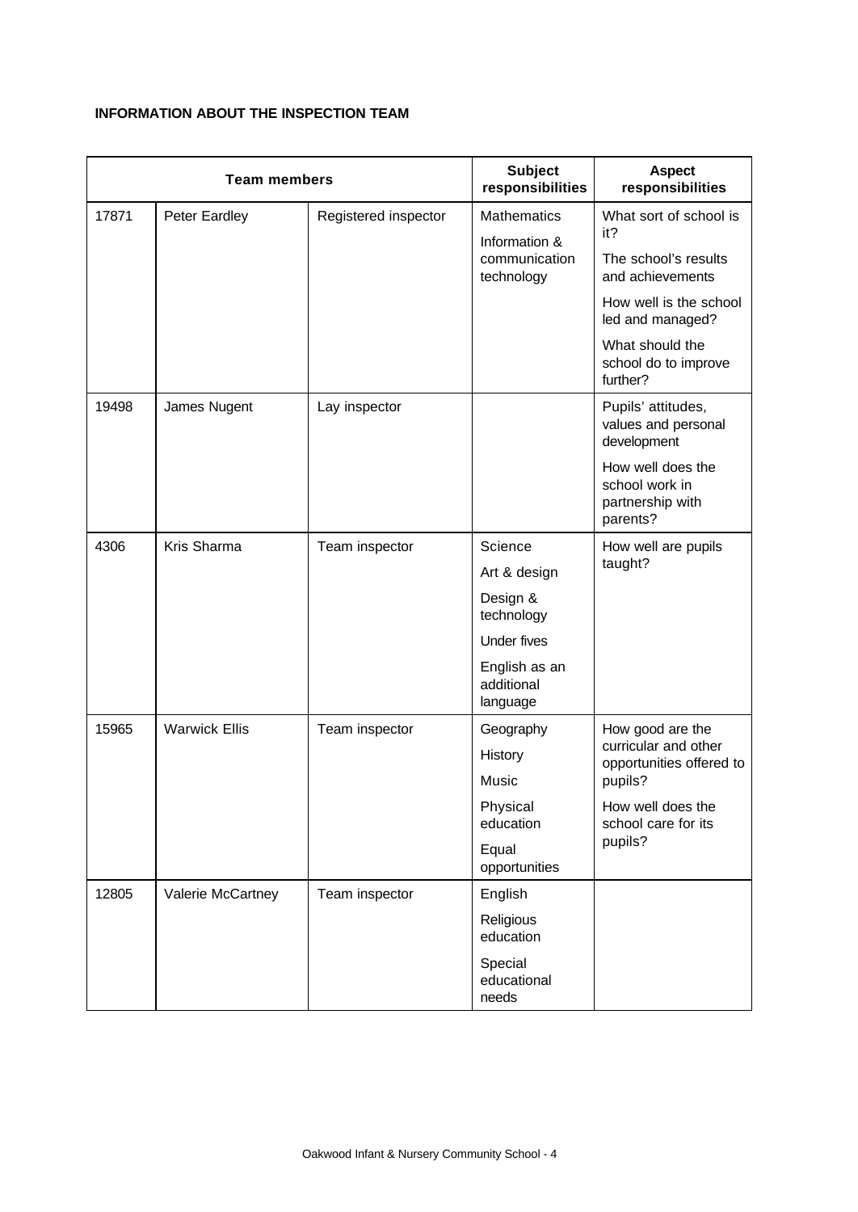**INFORMATION ABOUT THE INSPECTION TEAM**

| Team members | | | Subject responsibilities | Aspect responsibilities |
|---|---|---|---|---|
| 17871 | Peter Eardley | Registered inspector | Mathematics<br>Information & communication technology | What sort of school is it?<br>The school's results and achievements<br>How well is the school led and managed?<br>What should the school do to improve further? |
| 19498 | James Nugent | Lay inspector | | Pupils' attitudes, values and personal development<br>How well does the school work in partnership with parents? |
| 4306 | Kris Sharma | Team inspector | Science<br>Art & design<br>Design & technology<br>Under fives<br>English as an additional language | How well are pupils taught? |
| 15965 | Warwick Ellis | Team inspector | Geography<br>History<br>Music<br>Physical education<br>Equal opportunities | How good are the curricular and other opportunities offered to pupils?<br>How well does the school care for its pupils? |
| 12805 | Valerie McCartney | Team inspector | English<br>Religious education<br>Special educational needs | |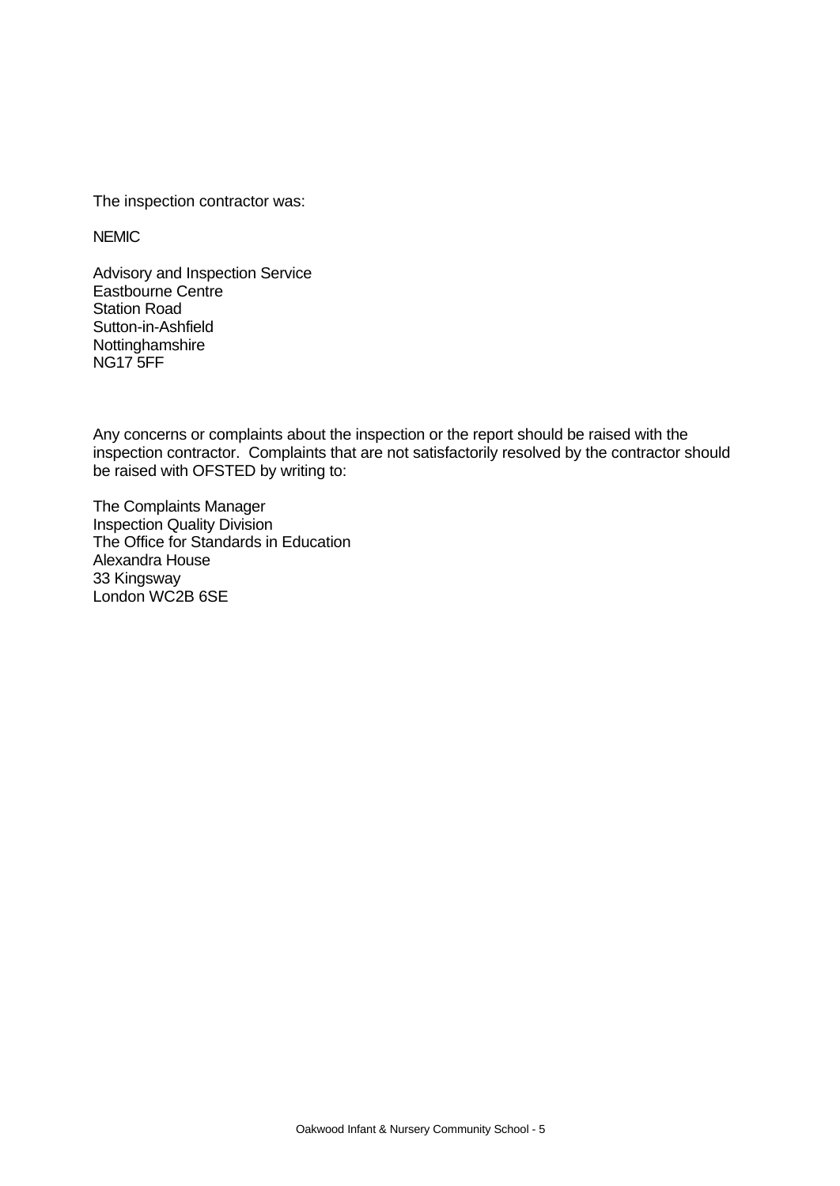The inspection contractor was:

NEMIC

Advisory and Inspection Service
Eastbourne Centre
Station Road
Sutton-in-Ashfield
Nottinghamshire
NG17 5FF

Any concerns or complaints about the inspection or the report should be raised with the inspection contractor. Complaints that are not satisfactorily resolved by the contractor should be raised with OFSTED by writing to:

The Complaints Manager
Inspection Quality Division
The Office for Standards in Education
Alexandra House
33 Kingsway
London WC2B 6SE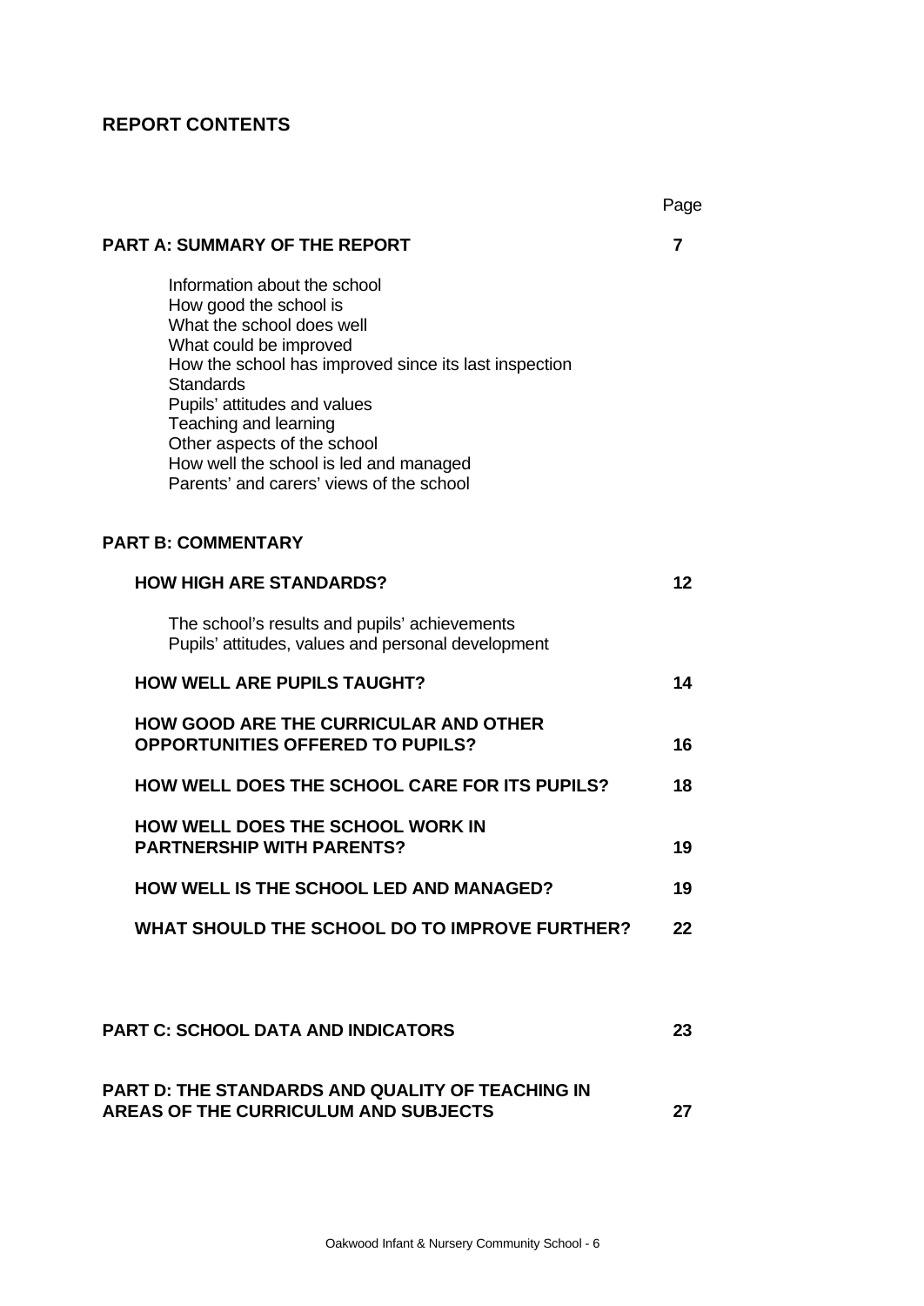## REPORT CONTENTS

| | Page |
|---|---|
| **PART A: SUMMARY OF THE REPORT** | **7** |
| Information about the school<br>How good the school is<br>What the school does well<br>What could be improved<br>How the school has improved since its last inspection<br>Standards<br>Pupils' attitudes and values<br>Teaching and learning<br>Other aspects of the school<br>How well the school is led and managed<br>Parents' and carers' views of the school | |
| **PART B: COMMENTARY** | |
| **HOW HIGH ARE STANDARDS?** | **12** |
| The school's results and pupils' achievements<br>Pupils' attitudes, values and personal development | |
| **HOW WELL ARE PUPILS TAUGHT?** | **14** |
| **HOW GOOD ARE THE CURRICULAR AND OTHER OPPORTUNITIES OFFERED TO PUPILS?** | **16** |
| **HOW WELL DOES THE SCHOOL CARE FOR ITS PUPILS?** | **18** |
| **HOW WELL DOES THE SCHOOL WORK IN PARTNERSHIP WITH PARENTS?** | **19** |
| **HOW WELL IS THE SCHOOL LED AND MANAGED?** | **19** |
| **WHAT SHOULD THE SCHOOL DO TO IMPROVE FURTHER?** | **22** |
| **PART C: SCHOOL DATA AND INDICATORS** | **23** |
| **PART D: THE STANDARDS AND QUALITY OF TEACHING IN AREAS OF THE CURRICULUM AND SUBJECTS** | **27** |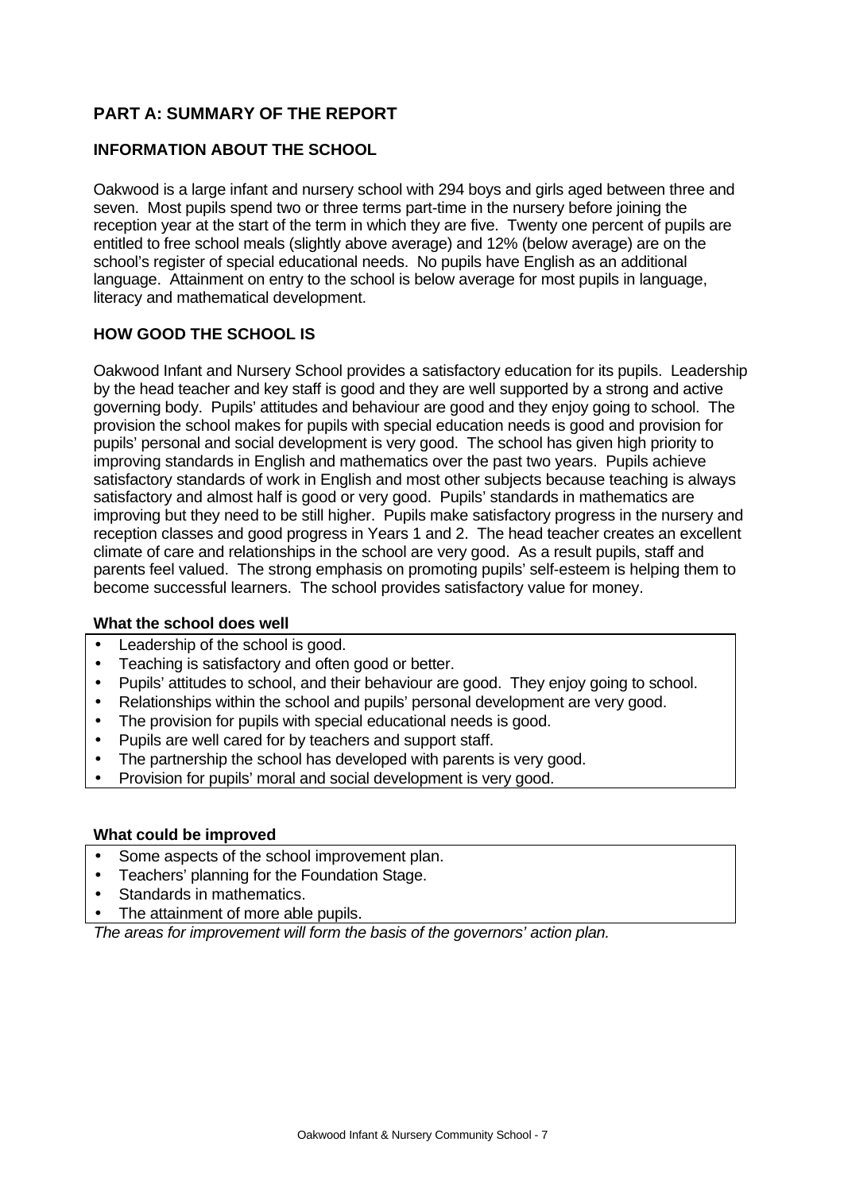## PART A: SUMMARY OF THE REPORT

### INFORMATION ABOUT THE SCHOOL

Oakwood is a large infant and nursery school with 294 boys and girls aged between three and seven. Most pupils spend two or three terms part-time in the nursery before joining the reception year at the start of the term in which they are five. Twenty one percent of pupils are entitled to free school meals (slightly above average) and 12% (below average) are on the school's register of special educational needs. No pupils have English as an additional language. Attainment on entry to the school is below average for most pupils in language, literacy and mathematical development.

### HOW GOOD THE SCHOOL IS

Oakwood Infant and Nursery School provides a satisfactory education for its pupils. Leadership by the head teacher and key staff is good and they are well supported by a strong and active governing body. Pupils' attitudes and behaviour are good and they enjoy going to school. The provision the school makes for pupils with special education needs is good and provision for pupils' personal and social development is very good. The school has given high priority to improving standards in English and mathematics over the past two years. Pupils achieve satisfactory standards of work in English and most other subjects because teaching is always satisfactory and almost half is good or very good. Pupils' standards in mathematics are improving but they need to be still higher. Pupils make satisfactory progress in the nursery and reception classes and good progress in Years 1 and 2. The head teacher creates an excellent climate of care and relationships in the school are very good. As a result pupils, staff and parents feel valued. The strong emphasis on promoting pupils' self-esteem is helping them to become successful learners. The school provides satisfactory value for money.

**What the school does well**

- Leadership of the school is good.
- Teaching is satisfactory and often good or better.
- Pupils' attitudes to school, and their behaviour are good. They enjoy going to school.
- Relationships within the school and pupils' personal development are very good.
- The provision for pupils with special educational needs is good.
- Pupils are well cared for by teachers and support staff.
- The partnership the school has developed with parents is very good.
- Provision for pupils' moral and social development is very good.

**What could be improved**

- Some aspects of the school improvement plan.
- Teachers' planning for the Foundation Stage.
- Standards in mathematics.
- The attainment of more able pupils.

*The areas for improvement will form the basis of the governors' action plan.*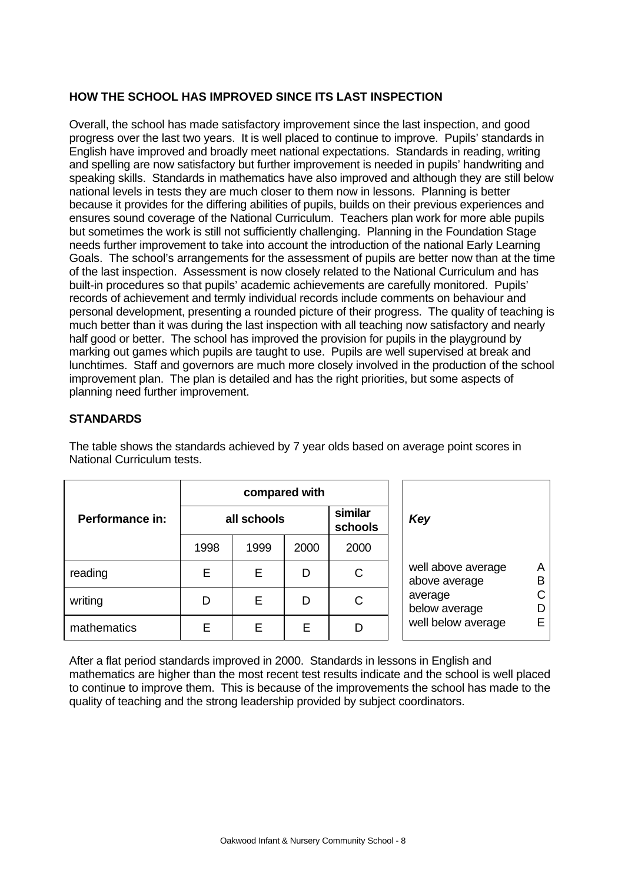## HOW THE SCHOOL HAS IMPROVED SINCE ITS LAST INSPECTION

Overall, the school has made satisfactory improvement since the last inspection, and good progress over the last two years. It is well placed to continue to improve. Pupils' standards in English have improved and broadly meet national expectations. Standards in reading, writing and spelling are now satisfactory but further improvement is needed in pupils' handwriting and speaking skills. Standards in mathematics have also improved and although they are still below national levels in tests they are much closer to them now in lessons. Planning is better because it provides for the differing abilities of pupils, builds on their previous experiences and ensures sound coverage of the National Curriculum. Teachers plan work for more able pupils but sometimes the work is still not sufficiently challenging. Planning in the Foundation Stage needs further improvement to take into account the introduction of the national Early Learning Goals. The school's arrangements for the assessment of pupils are better now than at the time of the last inspection. Assessment is now closely related to the National Curriculum and has built-in procedures so that pupils' academic achievements are carefully monitored. Pupils' records of achievement and termly individual records include comments on behaviour and personal development, presenting a rounded picture of their progress. The quality of teaching is much better than it was during the last inspection with all teaching now satisfactory and nearly half good or better. The school has improved the provision for pupils in the playground by marking out games which pupils are taught to use. Pupils are well supervised at break and lunchtimes. Staff and governors are much more closely involved in the production of the school improvement plan. The plan is detailed and has the right priorities, but some aspects of planning need further improvement.

## STANDARDS

The table shows the standards achieved by 7 year olds based on average point scores in National Curriculum tests.

| Performance in: | compared with | | | |
|---|---|---|---|---|
| | all schools | | | similar schools |
| | 1998 | 1999 | 2000 | 2000 |
| reading | E | E | D | C |
| writing | D | E | D | C |
| mathematics | E | E | E | D |

| *Key* | |
|---|---|
| well above average | A |
| above average | B |
| average | C |
| below average | D |
| well below average | E |

After a flat period standards improved in 2000. Standards in lessons in English and mathematics are higher than the most recent test results indicate and the school is well placed to continue to improve them. This is because of the improvements the school has made to the quality of teaching and the strong leadership provided by subject coordinators.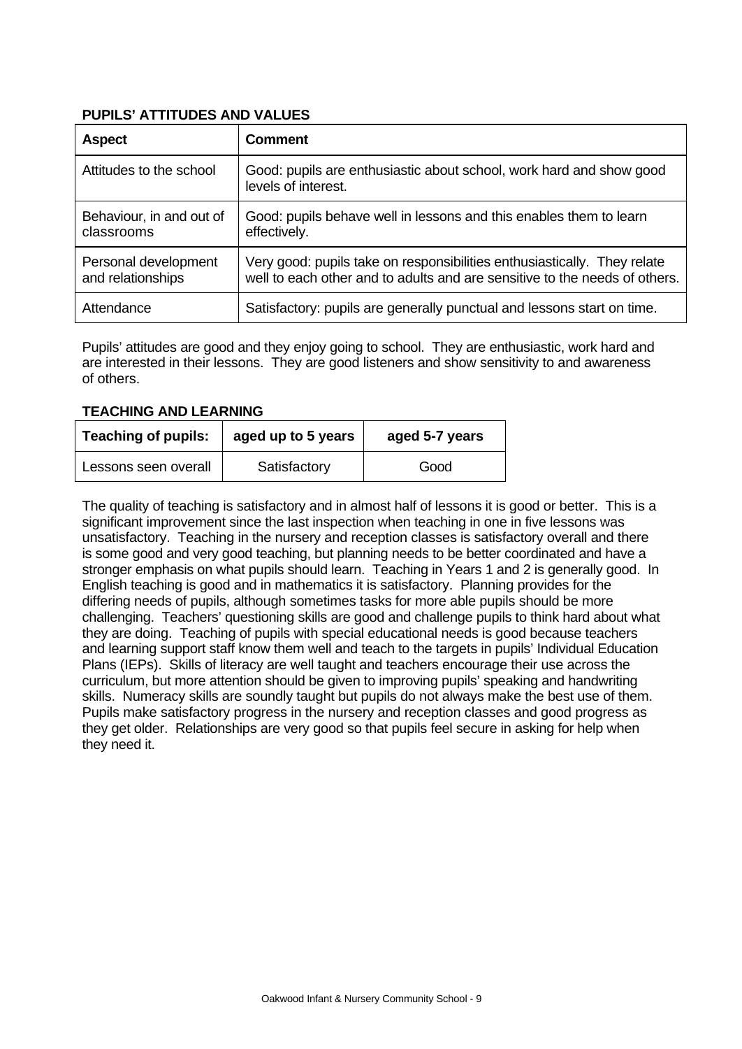**PUPILS' ATTITUDES AND VALUES**

| Aspect | Comment |
| --- | --- |
| Attitudes to the school | Good: pupils are enthusiastic about school, work hard and show good levels of interest. |
| Behaviour, in and out of classrooms | Good: pupils behave well in lessons and this enables them to learn effectively. |
| Personal development and relationships | Very good: pupils take on responsibilities enthusiastically. They relate well to each other and to adults and are sensitive to the needs of others. |
| Attendance | Satisfactory: pupils are generally punctual and lessons start on time. |

Pupils' attitudes are good and they enjoy going to school. They are enthusiastic, work hard and are interested in their lessons. They are good listeners and show sensitivity to and awareness of others.

**TEACHING AND LEARNING**

| Teaching of pupils: | aged up to 5 years | aged 5-7 years |
| --- | --- | --- |
| Lessons seen overall | Satisfactory | Good |

The quality of teaching is satisfactory and in almost half of lessons it is good or better. This is a significant improvement since the last inspection when teaching in one in five lessons was unsatisfactory. Teaching in the nursery and reception classes is satisfactory overall and there is some good and very good teaching, but planning needs to be better coordinated and have a stronger emphasis on what pupils should learn. Teaching in Years 1 and 2 is generally good. In English teaching is good and in mathematics it is satisfactory. Planning provides for the differing needs of pupils, although sometimes tasks for more able pupils should be more challenging. Teachers' questioning skills are good and challenge pupils to think hard about what they are doing. Teaching of pupils with special educational needs is good because teachers and learning support staff know them well and teach to the targets in pupils' Individual Education Plans (IEPs). Skills of literacy are well taught and teachers encourage their use across the curriculum, but more attention should be given to improving pupils' speaking and handwriting skills. Numeracy skills are soundly taught but pupils do not always make the best use of them. Pupils make satisfactory progress in the nursery and reception classes and good progress as they get older. Relationships are very good so that pupils feel secure in asking for help when they need it.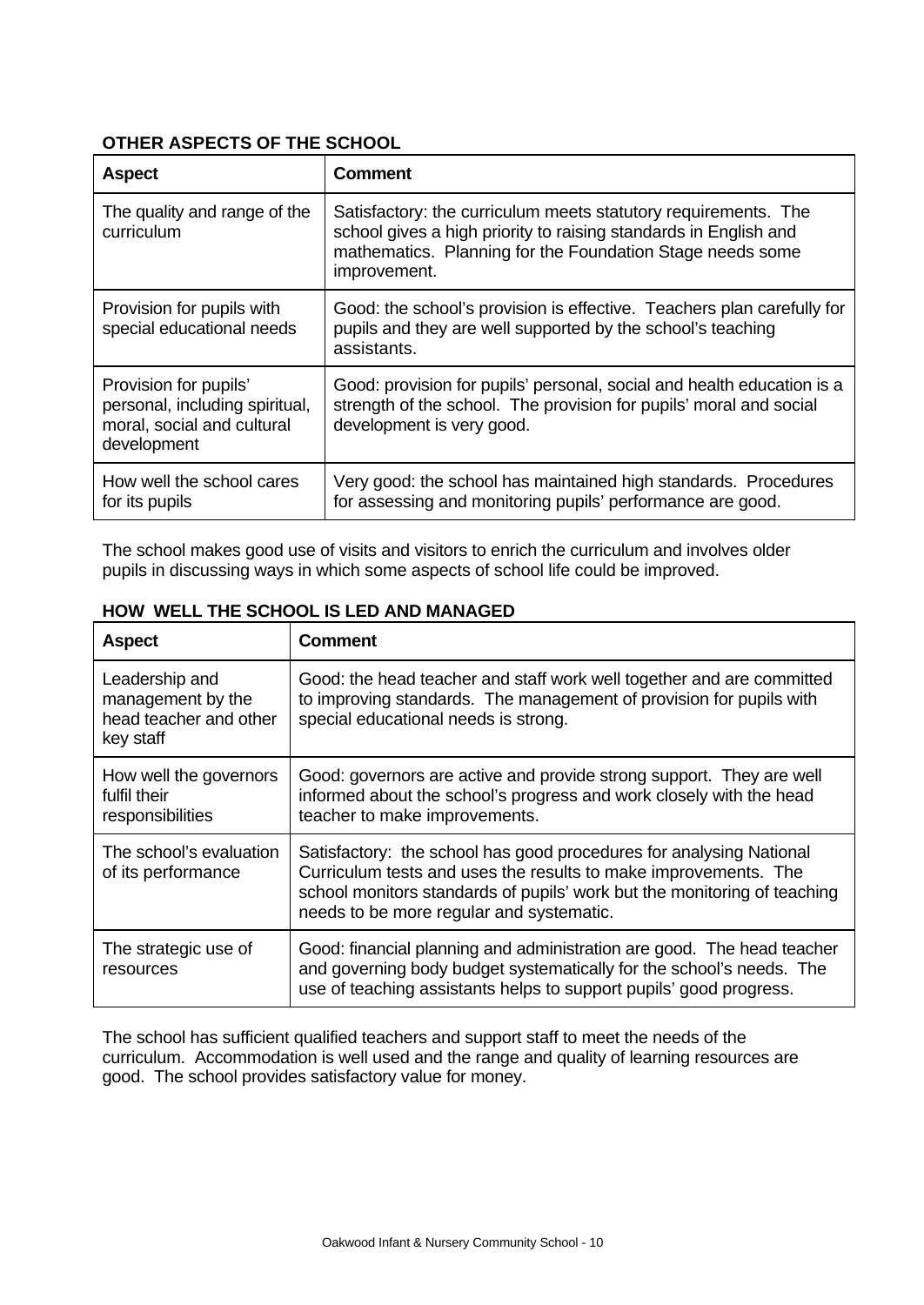**OTHER ASPECTS OF THE SCHOOL**

| Aspect | Comment |
|---|---|
| The quality and range of the curriculum | Satisfactory: the curriculum meets statutory requirements. The school gives a high priority to raising standards in English and mathematics. Planning for the Foundation Stage needs some improvement. |
| Provision for pupils with special educational needs | Good: the school's provision is effective. Teachers plan carefully for pupils and they are well supported by the school's teaching assistants. |
| Provision for pupils' personal, including spiritual, moral, social and cultural development | Good: provision for pupils' personal, social and health education is a strength of the school. The provision for pupils' moral and social development is very good. |
| How well the school cares for its pupils | Very good: the school has maintained high standards. Procedures for assessing and monitoring pupils' performance are good. |

The school makes good use of visits and visitors to enrich the curriculum and involves older pupils in discussing ways in which some aspects of school life could be improved.

**HOW WELL THE SCHOOL IS LED AND MANAGED**

| Aspect | Comment |
|---|---|
| Leadership and management by the head teacher and other key staff | Good: the head teacher and staff work well together and are committed to improving standards. The management of provision for pupils with special educational needs is strong. |
| How well the governors fulfil their responsibilities | Good: governors are active and provide strong support. They are well informed about the school's progress and work closely with the head teacher to make improvements. |
| The school's evaluation of its performance | Satisfactory: the school has good procedures for analysing National Curriculum tests and uses the results to make improvements. The school monitors standards of pupils' work but the monitoring of teaching needs to be more regular and systematic. |
| The strategic use of resources | Good: financial planning and administration are good. The head teacher and governing body budget systematically for the school's needs. The use of teaching assistants helps to support pupils' good progress. |

The school has sufficient qualified teachers and support staff to meet the needs of the curriculum. Accommodation is well used and the range and quality of learning resources are good. The school provides satisfactory value for money.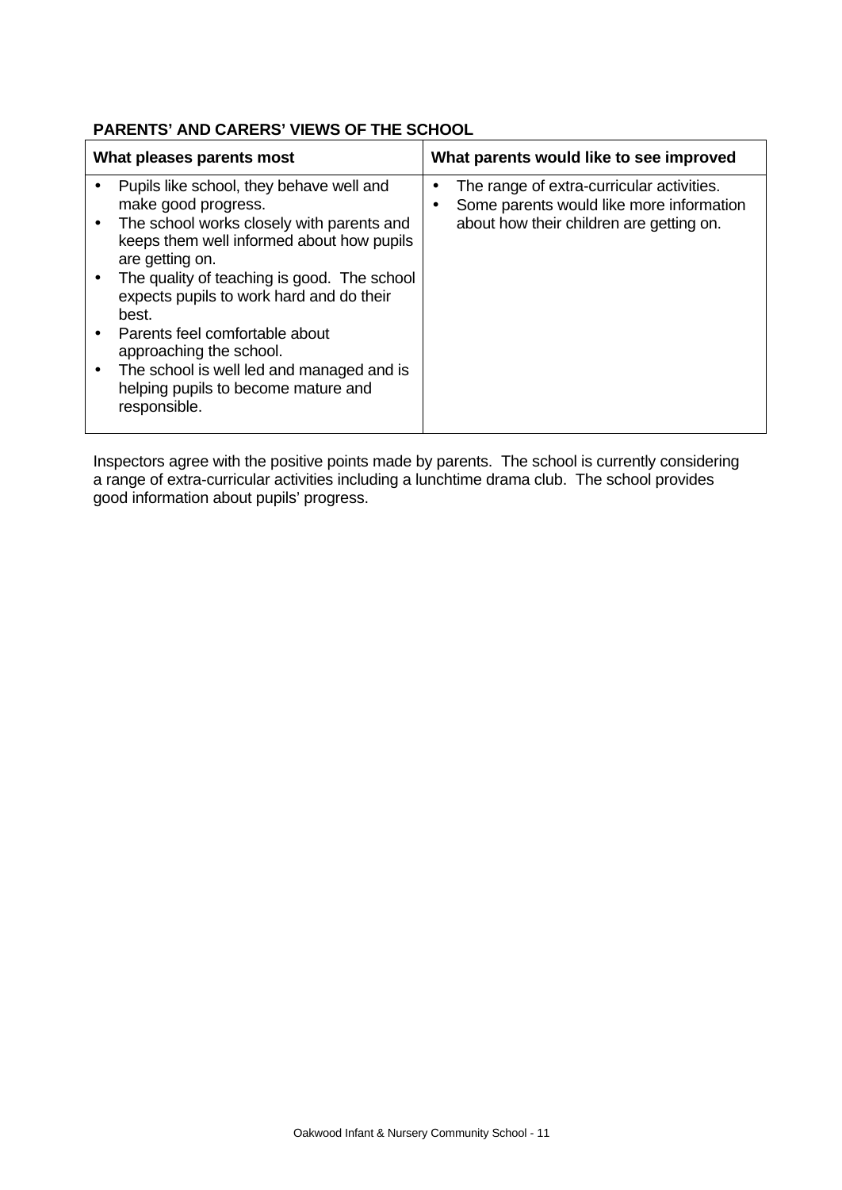**PARENTS' AND CARERS' VIEWS OF THE SCHOOL**

| What pleases parents most | What parents would like to see improved |
| --- | --- |
| • Pupils like school, they behave well and make good progress.<br>• The school works closely with parents and keeps them well informed about how pupils are getting on.<br>• The quality of teaching is good. The school expects pupils to work hard and do their best.<br>• Parents feel comfortable about approaching the school.<br>• The school is well led and managed and is helping pupils to become mature and responsible. | • The range of extra-curricular activities.<br>• Some parents would like more information about how their children are getting on. |

Inspectors agree with the positive points made by parents. The school is currently considering a range of extra-curricular activities including a lunchtime drama club. The school provides good information about pupils' progress.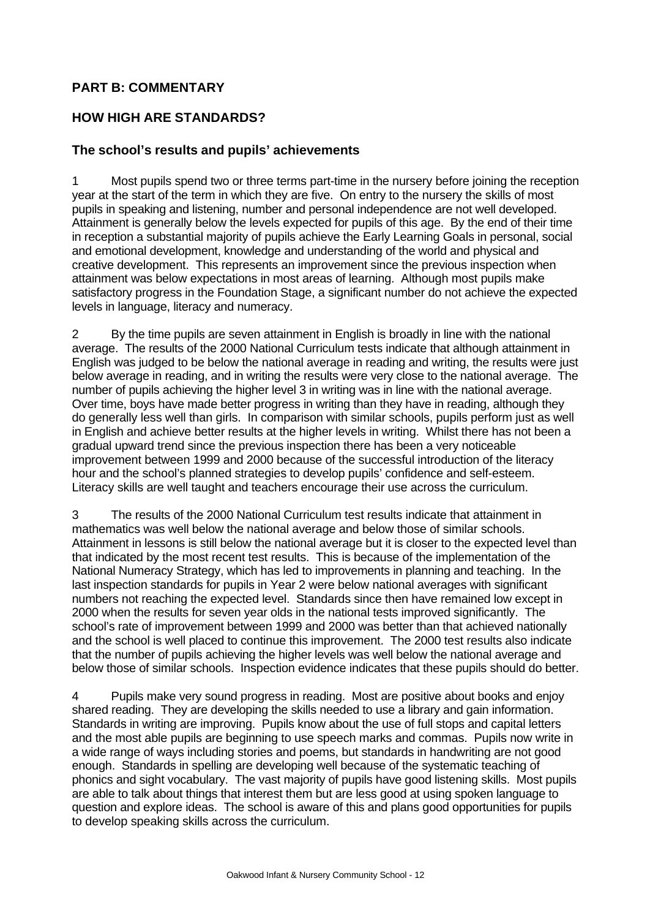## PART B: COMMENTARY

## HOW HIGH ARE STANDARDS?

### The school's results and pupils' achievements

1 Most pupils spend two or three terms part-time in the nursery before joining the reception year at the start of the term in which they are five. On entry to the nursery the skills of most pupils in speaking and listening, number and personal independence are not well developed. Attainment is generally below the levels expected for pupils of this age. By the end of their time in reception a substantial majority of pupils achieve the Early Learning Goals in personal, social and emotional development, knowledge and understanding of the world and physical and creative development. This represents an improvement since the previous inspection when attainment was below expectations in most areas of learning. Although most pupils make satisfactory progress in the Foundation Stage, a significant number do not achieve the expected levels in language, literacy and numeracy.

2 By the time pupils are seven attainment in English is broadly in line with the national average. The results of the 2000 National Curriculum tests indicate that although attainment in English was judged to be below the national average in reading and writing, the results were just below average in reading, and in writing the results were very close to the national average. The number of pupils achieving the higher level 3 in writing was in line with the national average. Over time, boys have made better progress in writing than they have in reading, although they do generally less well than girls. In comparison with similar schools, pupils perform just as well in English and achieve better results at the higher levels in writing. Whilst there has not been a gradual upward trend since the previous inspection there has been a very noticeable improvement between 1999 and 2000 because of the successful introduction of the literacy hour and the school's planned strategies to develop pupils' confidence and self-esteem. Literacy skills are well taught and teachers encourage their use across the curriculum.

3 The results of the 2000 National Curriculum test results indicate that attainment in mathematics was well below the national average and below those of similar schools. Attainment in lessons is still below the national average but it is closer to the expected level than that indicated by the most recent test results. This is because of the implementation of the National Numeracy Strategy, which has led to improvements in planning and teaching. In the last inspection standards for pupils in Year 2 were below national averages with significant numbers not reaching the expected level. Standards since then have remained low except in 2000 when the results for seven year olds in the national tests improved significantly. The school's rate of improvement between 1999 and 2000 was better than that achieved nationally and the school is well placed to continue this improvement. The 2000 test results also indicate that the number of pupils achieving the higher levels was well below the national average and below those of similar schools. Inspection evidence indicates that these pupils should do better.

4 Pupils make very sound progress in reading. Most are positive about books and enjoy shared reading. They are developing the skills needed to use a library and gain information. Standards in writing are improving. Pupils know about the use of full stops and capital letters and the most able pupils are beginning to use speech marks and commas. Pupils now write in a wide range of ways including stories and poems, but standards in handwriting are not good enough. Standards in spelling are developing well because of the systematic teaching of phonics and sight vocabulary. The vast majority of pupils have good listening skills. Most pupils are able to talk about things that interest them but are less good at using spoken language to question and explore ideas. The school is aware of this and plans good opportunities for pupils to develop speaking skills across the curriculum.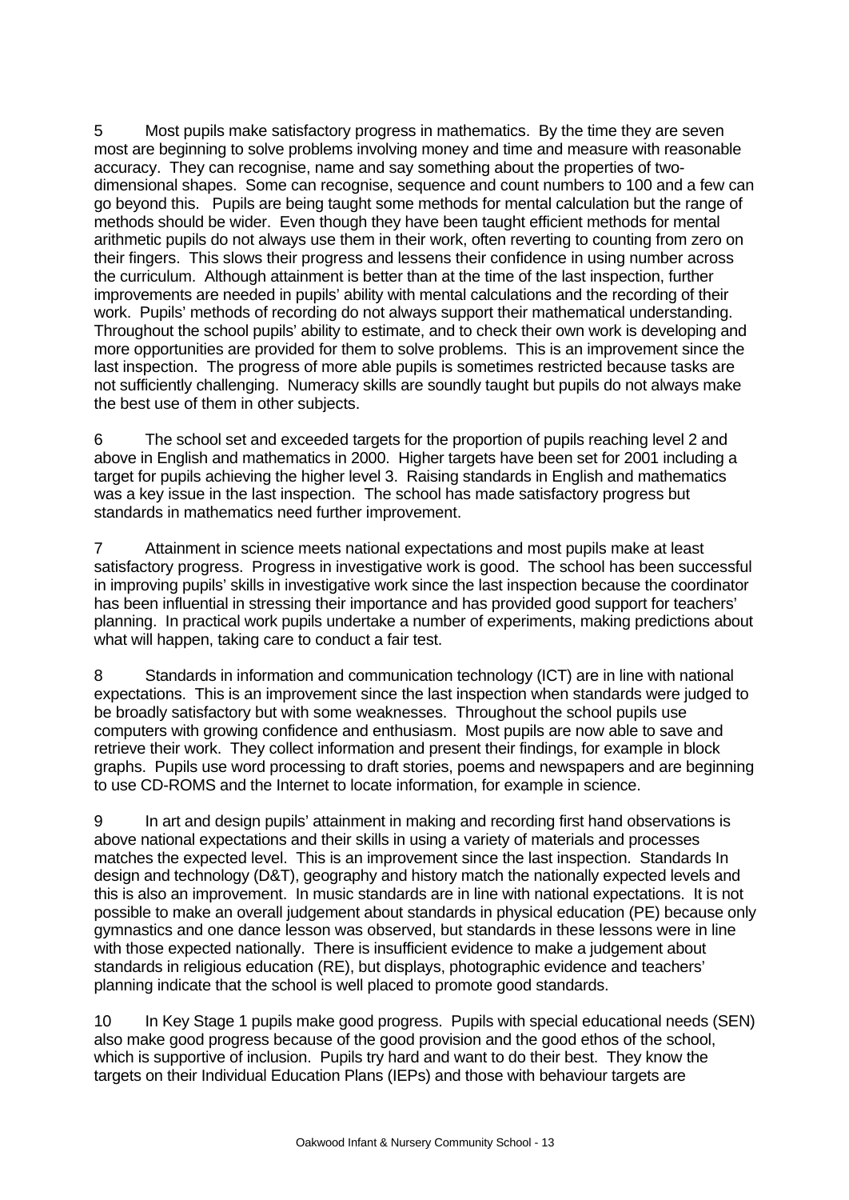5 Most pupils make satisfactory progress in mathematics. By the time they are seven most are beginning to solve problems involving money and time and measure with reasonable accuracy. They can recognise, name and say something about the properties of two-dimensional shapes. Some can recognise, sequence and count numbers to 100 and a few can go beyond this. Pupils are being taught some methods for mental calculation but the range of methods should be wider. Even though they have been taught efficient methods for mental arithmetic pupils do not always use them in their work, often reverting to counting from zero on their fingers. This slows their progress and lessens their confidence in using number across the curriculum. Although attainment is better than at the time of the last inspection, further improvements are needed in pupils' ability with mental calculations and the recording of their work. Pupils' methods of recording do not always support their mathematical understanding. Throughout the school pupils' ability to estimate, and to check their own work is developing and more opportunities are provided for them to solve problems. This is an improvement since the last inspection. The progress of more able pupils is sometimes restricted because tasks are not sufficiently challenging. Numeracy skills are soundly taught but pupils do not always make the best use of them in other subjects.

6 The school set and exceeded targets for the proportion of pupils reaching level 2 and above in English and mathematics in 2000. Higher targets have been set for 2001 including a target for pupils achieving the higher level 3. Raising standards in English and mathematics was a key issue in the last inspection. The school has made satisfactory progress but standards in mathematics need further improvement.

7 Attainment in science meets national expectations and most pupils make at least satisfactory progress. Progress in investigative work is good. The school has been successful in improving pupils' skills in investigative work since the last inspection because the coordinator has been influential in stressing their importance and has provided good support for teachers' planning. In practical work pupils undertake a number of experiments, making predictions about what will happen, taking care to conduct a fair test.

8 Standards in information and communication technology (ICT) are in line with national expectations. This is an improvement since the last inspection when standards were judged to be broadly satisfactory but with some weaknesses. Throughout the school pupils use computers with growing confidence and enthusiasm. Most pupils are now able to save and retrieve their work. They collect information and present their findings, for example in block graphs. Pupils use word processing to draft stories, poems and newspapers and are beginning to use CD-ROMS and the Internet to locate information, for example in science.

9 In art and design pupils' attainment in making and recording first hand observations is above national expectations and their skills in using a variety of materials and processes matches the expected level. This is an improvement since the last inspection. Standards In design and technology (D&T), geography and history match the nationally expected levels and this is also an improvement. In music standards are in line with national expectations. It is not possible to make an overall judgement about standards in physical education (PE) because only gymnastics and one dance lesson was observed, but standards in these lessons were in line with those expected nationally. There is insufficient evidence to make a judgement about standards in religious education (RE), but displays, photographic evidence and teachers' planning indicate that the school is well placed to promote good standards.

10 In Key Stage 1 pupils make good progress. Pupils with special educational needs (SEN) also make good progress because of the good provision and the good ethos of the school, which is supportive of inclusion. Pupils try hard and want to do their best. They know the targets on their Individual Education Plans (IEPs) and those with behaviour targets are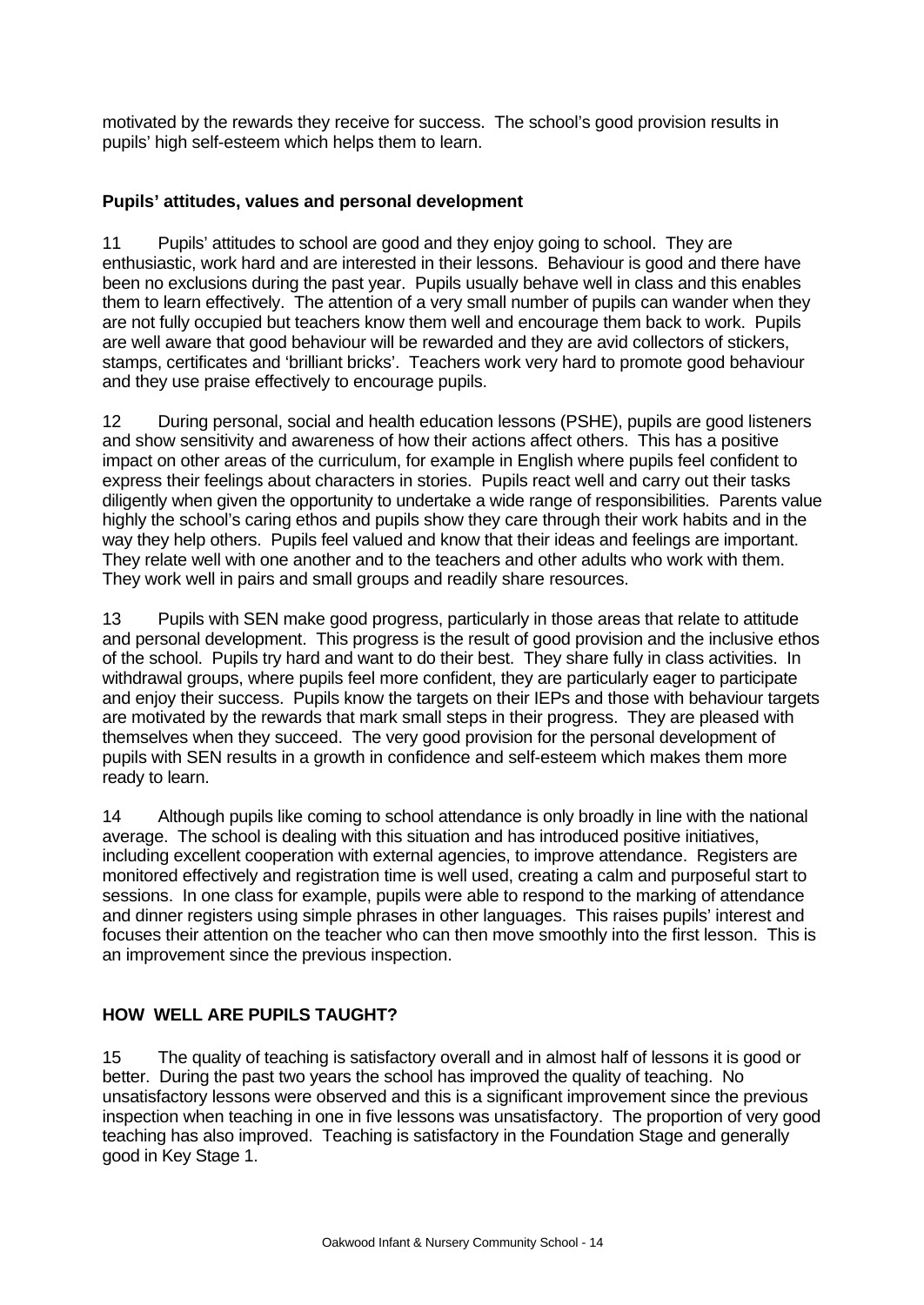motivated by the rewards they receive for success. The school's good provision results in pupils' high self-esteem which helps them to learn.

### Pupils' attitudes, values and personal development

11 Pupils' attitudes to school are good and they enjoy going to school. They are enthusiastic, work hard and are interested in their lessons. Behaviour is good and there have been no exclusions during the past year. Pupils usually behave well in class and this enables them to learn effectively. The attention of a very small number of pupils can wander when they are not fully occupied but teachers know them well and encourage them back to work. Pupils are well aware that good behaviour will be rewarded and they are avid collectors of stickers, stamps, certificates and 'brilliant bricks'. Teachers work very hard to promote good behaviour and they use praise effectively to encourage pupils.

12 During personal, social and health education lessons (PSHE), pupils are good listeners and show sensitivity and awareness of how their actions affect others. This has a positive impact on other areas of the curriculum, for example in English where pupils feel confident to express their feelings about characters in stories. Pupils react well and carry out their tasks diligently when given the opportunity to undertake a wide range of responsibilities. Parents value highly the school's caring ethos and pupils show they care through their work habits and in the way they help others. Pupils feel valued and know that their ideas and feelings are important. They relate well with one another and to the teachers and other adults who work with them. They work well in pairs and small groups and readily share resources.

13 Pupils with SEN make good progress, particularly in those areas that relate to attitude and personal development. This progress is the result of good provision and the inclusive ethos of the school. Pupils try hard and want to do their best. They share fully in class activities. In withdrawal groups, where pupils feel more confident, they are particularly eager to participate and enjoy their success. Pupils know the targets on their IEPs and those with behaviour targets are motivated by the rewards that mark small steps in their progress. They are pleased with themselves when they succeed. The very good provision for the personal development of pupils with SEN results in a growth in confidence and self-esteem which makes them more ready to learn.

14 Although pupils like coming to school attendance is only broadly in line with the national average. The school is dealing with this situation and has introduced positive initiatives, including excellent cooperation with external agencies, to improve attendance. Registers are monitored effectively and registration time is well used, creating a calm and purposeful start to sessions. In one class for example, pupils were able to respond to the marking of attendance and dinner registers using simple phrases in other languages. This raises pupils' interest and focuses their attention on the teacher who can then move smoothly into the first lesson. This is an improvement since the previous inspection.

## HOW WELL ARE PUPILS TAUGHT?

15 The quality of teaching is satisfactory overall and in almost half of lessons it is good or better. During the past two years the school has improved the quality of teaching. No unsatisfactory lessons were observed and this is a significant improvement since the previous inspection when teaching in one in five lessons was unsatisfactory. The proportion of very good teaching has also improved. Teaching is satisfactory in the Foundation Stage and generally good in Key Stage 1.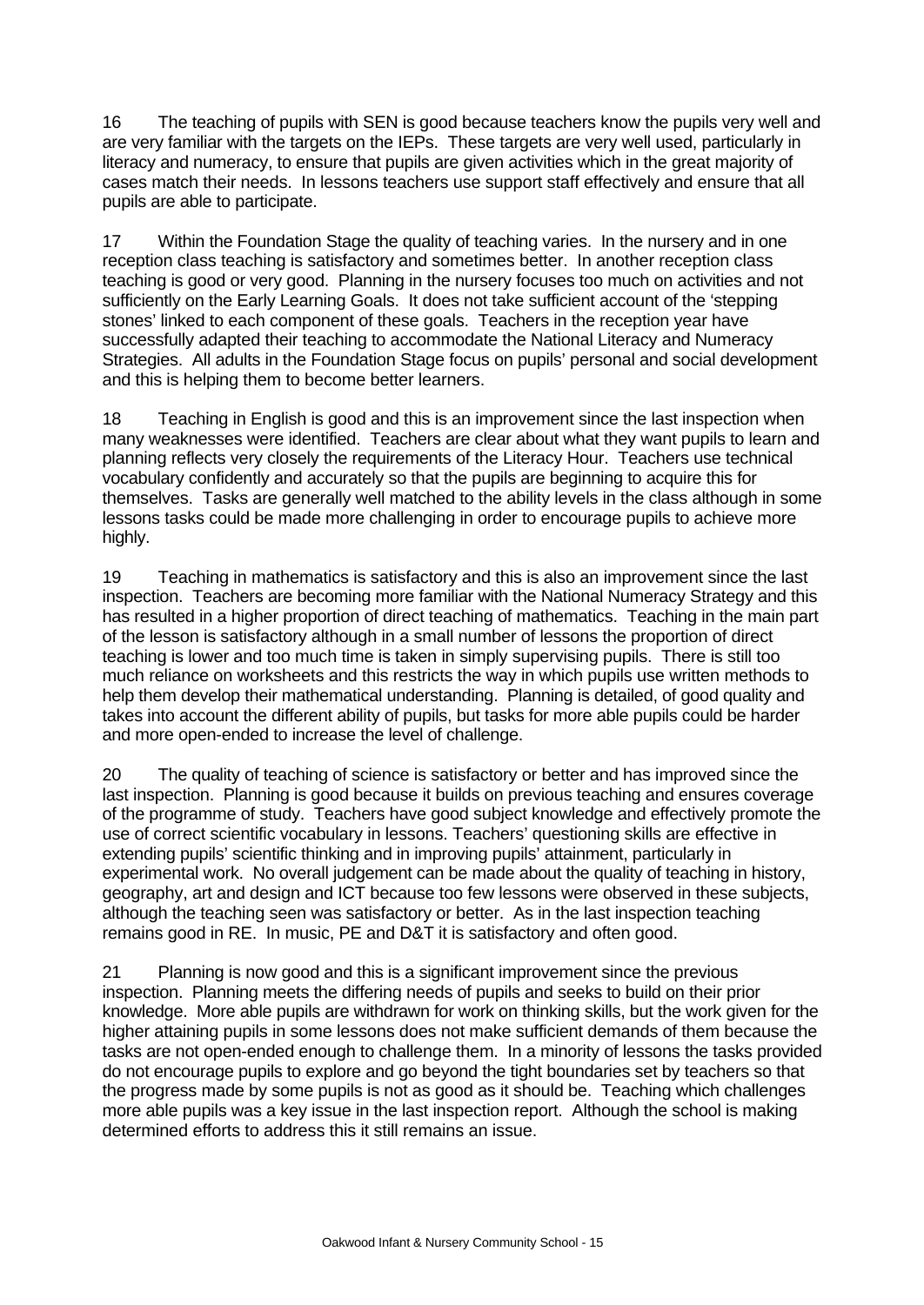16 The teaching of pupils with SEN is good because teachers know the pupils very well and are very familiar with the targets on the IEPs. These targets are very well used, particularly in literacy and numeracy, to ensure that pupils are given activities which in the great majority of cases match their needs. In lessons teachers use support staff effectively and ensure that all pupils are able to participate.

17 Within the Foundation Stage the quality of teaching varies. In the nursery and in one reception class teaching is satisfactory and sometimes better. In another reception class teaching is good or very good. Planning in the nursery focuses too much on activities and not sufficiently on the Early Learning Goals. It does not take sufficient account of the 'stepping stones' linked to each component of these goals. Teachers in the reception year have successfully adapted their teaching to accommodate the National Literacy and Numeracy Strategies. All adults in the Foundation Stage focus on pupils' personal and social development and this is helping them to become better learners.

18 Teaching in English is good and this is an improvement since the last inspection when many weaknesses were identified. Teachers are clear about what they want pupils to learn and planning reflects very closely the requirements of the Literacy Hour. Teachers use technical vocabulary confidently and accurately so that the pupils are beginning to acquire this for themselves. Tasks are generally well matched to the ability levels in the class although in some lessons tasks could be made more challenging in order to encourage pupils to achieve more highly.

19 Teaching in mathematics is satisfactory and this is also an improvement since the last inspection. Teachers are becoming more familiar with the National Numeracy Strategy and this has resulted in a higher proportion of direct teaching of mathematics. Teaching in the main part of the lesson is satisfactory although in a small number of lessons the proportion of direct teaching is lower and too much time is taken in simply supervising pupils. There is still too much reliance on worksheets and this restricts the way in which pupils use written methods to help them develop their mathematical understanding. Planning is detailed, of good quality and takes into account the different ability of pupils, but tasks for more able pupils could be harder and more open-ended to increase the level of challenge.

20 The quality of teaching of science is satisfactory or better and has improved since the last inspection. Planning is good because it builds on previous teaching and ensures coverage of the programme of study. Teachers have good subject knowledge and effectively promote the use of correct scientific vocabulary in lessons. Teachers' questioning skills are effective in extending pupils' scientific thinking and in improving pupils' attainment, particularly in experimental work. No overall judgement can be made about the quality of teaching in history, geography, art and design and ICT because too few lessons were observed in these subjects, although the teaching seen was satisfactory or better. As in the last inspection teaching remains good in RE. In music, PE and D&T it is satisfactory and often good.

21 Planning is now good and this is a significant improvement since the previous inspection. Planning meets the differing needs of pupils and seeks to build on their prior knowledge. More able pupils are withdrawn for work on thinking skills, but the work given for the higher attaining pupils in some lessons does not make sufficient demands of them because the tasks are not open-ended enough to challenge them. In a minority of lessons the tasks provided do not encourage pupils to explore and go beyond the tight boundaries set by teachers so that the progress made by some pupils is not as good as it should be. Teaching which challenges more able pupils was a key issue in the last inspection report. Although the school is making determined efforts to address this it still remains an issue.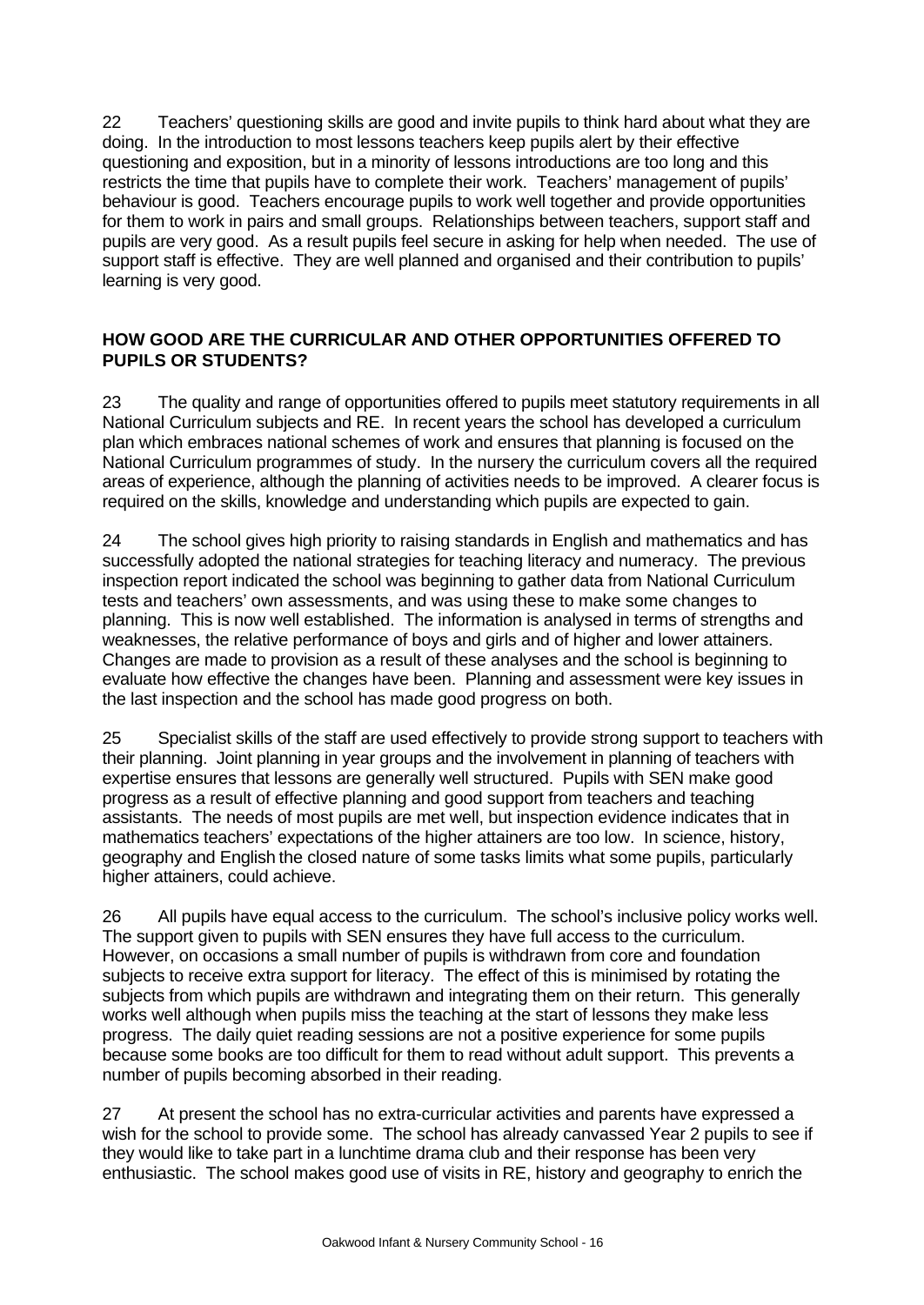22 Teachers' questioning skills are good and invite pupils to think hard about what they are doing. In the introduction to most lessons teachers keep pupils alert by their effective questioning and exposition, but in a minority of lessons introductions are too long and this restricts the time that pupils have to complete their work. Teachers' management of pupils' behaviour is good. Teachers encourage pupils to work well together and provide opportunities for them to work in pairs and small groups. Relationships between teachers, support staff and pupils are very good. As a result pupils feel secure in asking for help when needed. The use of support staff is effective. They are well planned and organised and their contribution to pupils' learning is very good.

## HOW GOOD ARE THE CURRICULAR AND OTHER OPPORTUNITIES OFFERED TO PUPILS OR STUDENTS?

23 The quality and range of opportunities offered to pupils meet statutory requirements in all National Curriculum subjects and RE. In recent years the school has developed a curriculum plan which embraces national schemes of work and ensures that planning is focused on the National Curriculum programmes of study. In the nursery the curriculum covers all the required areas of experience, although the planning of activities needs to be improved. A clearer focus is required on the skills, knowledge and understanding which pupils are expected to gain.

24 The school gives high priority to raising standards in English and mathematics and has successfully adopted the national strategies for teaching literacy and numeracy. The previous inspection report indicated the school was beginning to gather data from National Curriculum tests and teachers' own assessments, and was using these to make some changes to planning. This is now well established. The information is analysed in terms of strengths and weaknesses, the relative performance of boys and girls and of higher and lower attainers. Changes are made to provision as a result of these analyses and the school is beginning to evaluate how effective the changes have been. Planning and assessment were key issues in the last inspection and the school has made good progress on both.

25 Specialist skills of the staff are used effectively to provide strong support to teachers with their planning. Joint planning in year groups and the involvement in planning of teachers with expertise ensures that lessons are generally well structured. Pupils with SEN make good progress as a result of effective planning and good support from teachers and teaching assistants. The needs of most pupils are met well, but inspection evidence indicates that in mathematics teachers' expectations of the higher attainers are too low. In science, history, geography and English the closed nature of some tasks limits what some pupils, particularly higher attainers, could achieve.

26 All pupils have equal access to the curriculum. The school's inclusive policy works well. The support given to pupils with SEN ensures they have full access to the curriculum. However, on occasions a small number of pupils is withdrawn from core and foundation subjects to receive extra support for literacy. The effect of this is minimised by rotating the subjects from which pupils are withdrawn and integrating them on their return. This generally works well although when pupils miss the teaching at the start of lessons they make less progress. The daily quiet reading sessions are not a positive experience for some pupils because some books are too difficult for them to read without adult support. This prevents a number of pupils becoming absorbed in their reading.

27 At present the school has no extra-curricular activities and parents have expressed a wish for the school to provide some. The school has already canvassed Year 2 pupils to see if they would like to take part in a lunchtime drama club and their response has been very enthusiastic. The school makes good use of visits in RE, history and geography to enrich the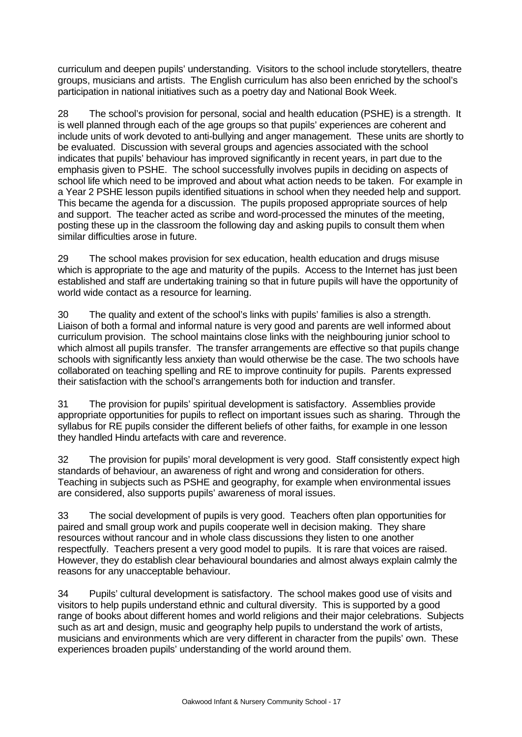curriculum and deepen pupils' understanding. Visitors to the school include storytellers, theatre groups, musicians and artists. The English curriculum has also been enriched by the school's participation in national initiatives such as a poetry day and National Book Week.

28 The school's provision for personal, social and health education (PSHE) is a strength. It is well planned through each of the age groups so that pupils' experiences are coherent and include units of work devoted to anti-bullying and anger management. These units are shortly to be evaluated. Discussion with several groups and agencies associated with the school indicates that pupils' behaviour has improved significantly in recent years, in part due to the emphasis given to PSHE. The school successfully involves pupils in deciding on aspects of school life which need to be improved and about what action needs to be taken. For example in a Year 2 PSHE lesson pupils identified situations in school when they needed help and support. This became the agenda for a discussion. The pupils proposed appropriate sources of help and support. The teacher acted as scribe and word-processed the minutes of the meeting, posting these up in the classroom the following day and asking pupils to consult them when similar difficulties arose in future.

29 The school makes provision for sex education, health education and drugs misuse which is appropriate to the age and maturity of the pupils. Access to the Internet has just been established and staff are undertaking training so that in future pupils will have the opportunity of world wide contact as a resource for learning.

30 The quality and extent of the school's links with pupils' families is also a strength. Liaison of both a formal and informal nature is very good and parents are well informed about curriculum provision. The school maintains close links with the neighbouring junior school to which almost all pupils transfer. The transfer arrangements are effective so that pupils change schools with significantly less anxiety than would otherwise be the case. The two schools have collaborated on teaching spelling and RE to improve continuity for pupils. Parents expressed their satisfaction with the school's arrangements both for induction and transfer.

31 The provision for pupils' spiritual development is satisfactory. Assemblies provide appropriate opportunities for pupils to reflect on important issues such as sharing. Through the syllabus for RE pupils consider the different beliefs of other faiths, for example in one lesson they handled Hindu artefacts with care and reverence.

32 The provision for pupils' moral development is very good. Staff consistently expect high standards of behaviour, an awareness of right and wrong and consideration for others. Teaching in subjects such as PSHE and geography, for example when environmental issues are considered, also supports pupils' awareness of moral issues.

33 The social development of pupils is very good. Teachers often plan opportunities for paired and small group work and pupils cooperate well in decision making. They share resources without rancour and in whole class discussions they listen to one another respectfully. Teachers present a very good model to pupils. It is rare that voices are raised. However, they do establish clear behavioural boundaries and almost always explain calmly the reasons for any unacceptable behaviour.

34 Pupils' cultural development is satisfactory. The school makes good use of visits and visitors to help pupils understand ethnic and cultural diversity. This is supported by a good range of books about different homes and world religions and their major celebrations. Subjects such as art and design, music and geography help pupils to understand the work of artists, musicians and environments which are very different in character from the pupils' own. These experiences broaden pupils' understanding of the world around them.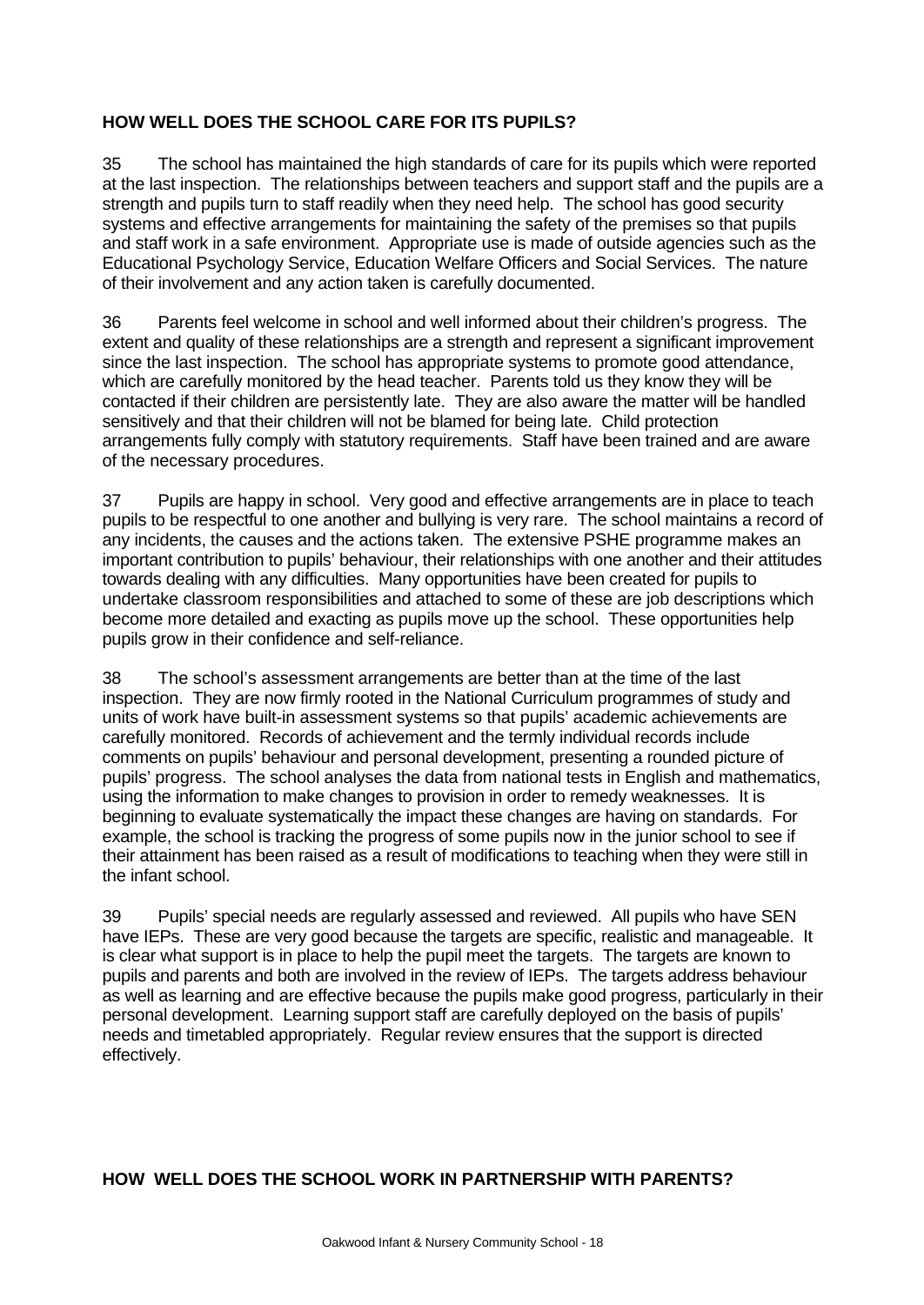## HOW WELL DOES THE SCHOOL CARE FOR ITS PUPILS?

35 The school has maintained the high standards of care for its pupils which were reported at the last inspection. The relationships between teachers and support staff and the pupils are a strength and pupils turn to staff readily when they need help. The school has good security systems and effective arrangements for maintaining the safety of the premises so that pupils and staff work in a safe environment. Appropriate use is made of outside agencies such as the Educational Psychology Service, Education Welfare Officers and Social Services. The nature of their involvement and any action taken is carefully documented.

36 Parents feel welcome in school and well informed about their children's progress. The extent and quality of these relationships are a strength and represent a significant improvement since the last inspection. The school has appropriate systems to promote good attendance, which are carefully monitored by the head teacher. Parents told us they know they will be contacted if their children are persistently late. They are also aware the matter will be handled sensitively and that their children will not be blamed for being late. Child protection arrangements fully comply with statutory requirements. Staff have been trained and are aware of the necessary procedures.

37 Pupils are happy in school. Very good and effective arrangements are in place to teach pupils to be respectful to one another and bullying is very rare. The school maintains a record of any incidents, the causes and the actions taken. The extensive PSHE programme makes an important contribution to pupils' behaviour, their relationships with one another and their attitudes towards dealing with any difficulties. Many opportunities have been created for pupils to undertake classroom responsibilities and attached to some of these are job descriptions which become more detailed and exacting as pupils move up the school. These opportunities help pupils grow in their confidence and self-reliance.

38 The school's assessment arrangements are better than at the time of the last inspection. They are now firmly rooted in the National Curriculum programmes of study and units of work have built-in assessment systems so that pupils' academic achievements are carefully monitored. Records of achievement and the termly individual records include comments on pupils' behaviour and personal development, presenting a rounded picture of pupils' progress. The school analyses the data from national tests in English and mathematics, using the information to make changes to provision in order to remedy weaknesses. It is beginning to evaluate systematically the impact these changes are having on standards. For example, the school is tracking the progress of some pupils now in the junior school to see if their attainment has been raised as a result of modifications to teaching when they were still in the infant school.

39 Pupils' special needs are regularly assessed and reviewed. All pupils who have SEN have IEPs. These are very good because the targets are specific, realistic and manageable. It is clear what support is in place to help the pupil meet the targets. The targets are known to pupils and parents and both are involved in the review of IEPs. The targets address behaviour as well as learning and are effective because the pupils make good progress, particularly in their personal development. Learning support staff are carefully deployed on the basis of pupils' needs and timetabled appropriately. Regular review ensures that the support is directed effectively.

## HOW WELL DOES THE SCHOOL WORK IN PARTNERSHIP WITH PARENTS?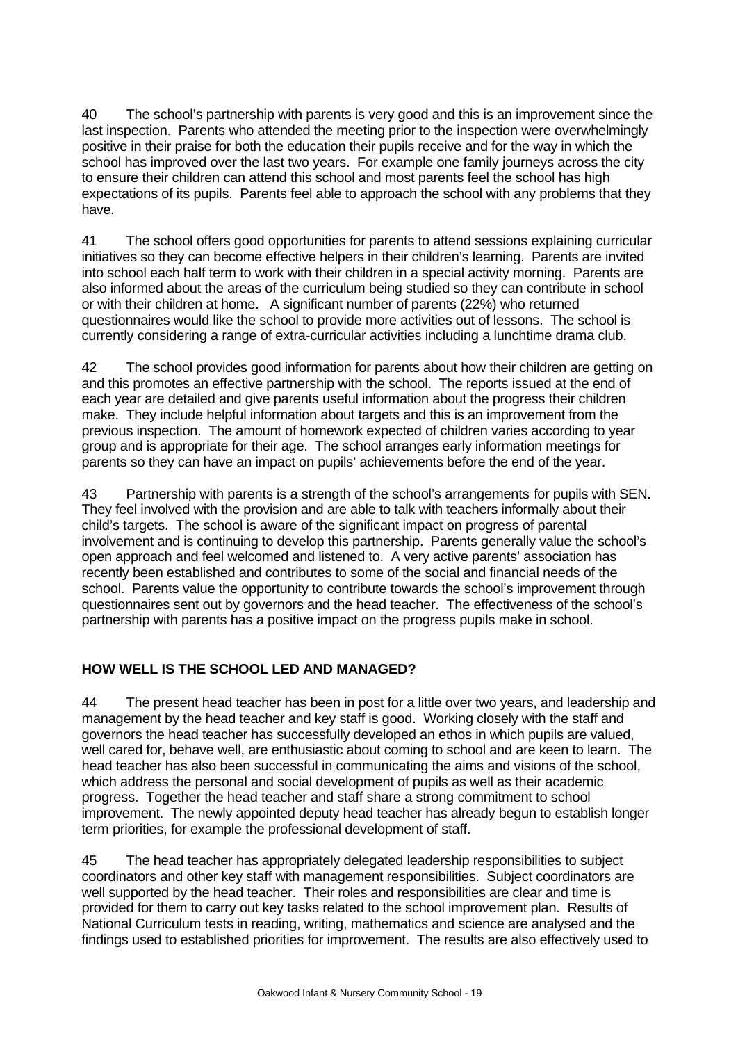40 The school's partnership with parents is very good and this is an improvement since the last inspection. Parents who attended the meeting prior to the inspection were overwhelmingly positive in their praise for both the education their pupils receive and for the way in which the school has improved over the last two years. For example one family journeys across the city to ensure their children can attend this school and most parents feel the school has high expectations of its pupils. Parents feel able to approach the school with any problems that they have.

41 The school offers good opportunities for parents to attend sessions explaining curricular initiatives so they can become effective helpers in their children's learning. Parents are invited into school each half term to work with their children in a special activity morning. Parents are also informed about the areas of the curriculum being studied so they can contribute in school or with their children at home. A significant number of parents (22%) who returned questionnaires would like the school to provide more activities out of lessons. The school is currently considering a range of extra-curricular activities including a lunchtime drama club.

42 The school provides good information for parents about how their children are getting on and this promotes an effective partnership with the school. The reports issued at the end of each year are detailed and give parents useful information about the progress their children make. They include helpful information about targets and this is an improvement from the previous inspection. The amount of homework expected of children varies according to year group and is appropriate for their age. The school arranges early information meetings for parents so they can have an impact on pupils' achievements before the end of the year.

43 Partnership with parents is a strength of the school's arrangements for pupils with SEN. They feel involved with the provision and are able to talk with teachers informally about their child's targets. The school is aware of the significant impact on progress of parental involvement and is continuing to develop this partnership. Parents generally value the school's open approach and feel welcomed and listened to. A very active parents' association has recently been established and contributes to some of the social and financial needs of the school. Parents value the opportunity to contribute towards the school's improvement through questionnaires sent out by governors and the head teacher. The effectiveness of the school's partnership with parents has a positive impact on the progress pupils make in school.

## HOW WELL IS THE SCHOOL LED AND MANAGED?

44 The present head teacher has been in post for a little over two years, and leadership and management by the head teacher and key staff is good. Working closely with the staff and governors the head teacher has successfully developed an ethos in which pupils are valued, well cared for, behave well, are enthusiastic about coming to school and are keen to learn. The head teacher has also been successful in communicating the aims and visions of the school, which address the personal and social development of pupils as well as their academic progress. Together the head teacher and staff share a strong commitment to school improvement. The newly appointed deputy head teacher has already begun to establish longer term priorities, for example the professional development of staff.

45 The head teacher has appropriately delegated leadership responsibilities to subject coordinators and other key staff with management responsibilities. Subject coordinators are well supported by the head teacher. Their roles and responsibilities are clear and time is provided for them to carry out key tasks related to the school improvement plan. Results of National Curriculum tests in reading, writing, mathematics and science are analysed and the findings used to established priorities for improvement. The results are also effectively used to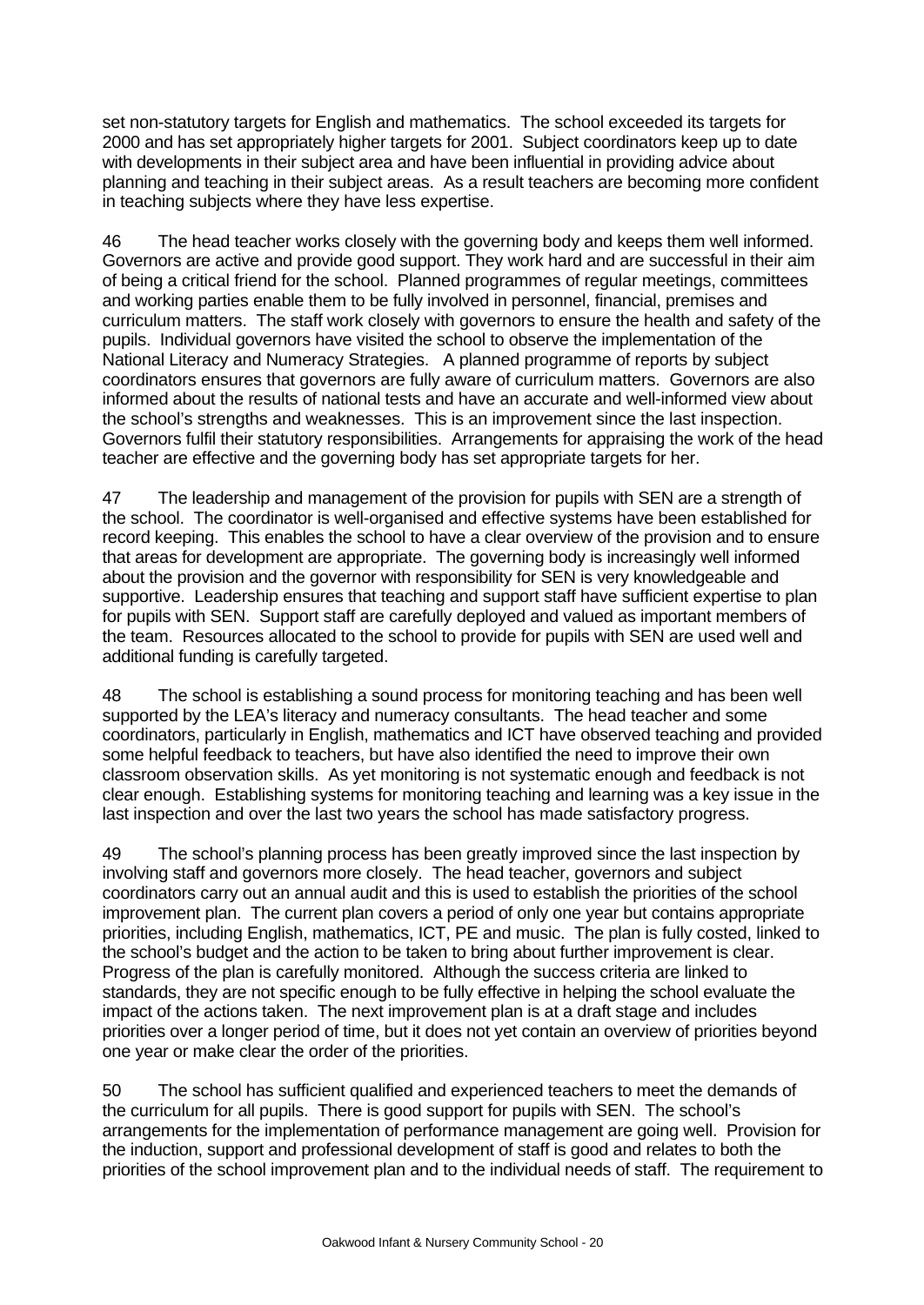set non-statutory targets for English and mathematics. The school exceeded its targets for 2000 and has set appropriately higher targets for 2001. Subject coordinators keep up to date with developments in their subject area and have been influential in providing advice about planning and teaching in their subject areas. As a result teachers are becoming more confident in teaching subjects where they have less expertise.

46 The head teacher works closely with the governing body and keeps them well informed. Governors are active and provide good support. They work hard and are successful in their aim of being a critical friend for the school. Planned programmes of regular meetings, committees and working parties enable them to be fully involved in personnel, financial, premises and curriculum matters. The staff work closely with governors to ensure the health and safety of the pupils. Individual governors have visited the school to observe the implementation of the National Literacy and Numeracy Strategies. A planned programme of reports by subject coordinators ensures that governors are fully aware of curriculum matters. Governors are also informed about the results of national tests and have an accurate and well-informed view about the school's strengths and weaknesses. This is an improvement since the last inspection. Governors fulfil their statutory responsibilities. Arrangements for appraising the work of the head teacher are effective and the governing body has set appropriate targets for her.

47 The leadership and management of the provision for pupils with SEN are a strength of the school. The coordinator is well-organised and effective systems have been established for record keeping. This enables the school to have a clear overview of the provision and to ensure that areas for development are appropriate. The governing body is increasingly well informed about the provision and the governor with responsibility for SEN is very knowledgeable and supportive. Leadership ensures that teaching and support staff have sufficient expertise to plan for pupils with SEN. Support staff are carefully deployed and valued as important members of the team. Resources allocated to the school to provide for pupils with SEN are used well and additional funding is carefully targeted.

48 The school is establishing a sound process for monitoring teaching and has been well supported by the LEA's literacy and numeracy consultants. The head teacher and some coordinators, particularly in English, mathematics and ICT have observed teaching and provided some helpful feedback to teachers, but have also identified the need to improve their own classroom observation skills. As yet monitoring is not systematic enough and feedback is not clear enough. Establishing systems for monitoring teaching and learning was a key issue in the last inspection and over the last two years the school has made satisfactory progress.

49 The school's planning process has been greatly improved since the last inspection by involving staff and governors more closely. The head teacher, governors and subject coordinators carry out an annual audit and this is used to establish the priorities of the school improvement plan. The current plan covers a period of only one year but contains appropriate priorities, including English, mathematics, ICT, PE and music. The plan is fully costed, linked to the school's budget and the action to be taken to bring about further improvement is clear. Progress of the plan is carefully monitored. Although the success criteria are linked to standards, they are not specific enough to be fully effective in helping the school evaluate the impact of the actions taken. The next improvement plan is at a draft stage and includes priorities over a longer period of time, but it does not yet contain an overview of priorities beyond one year or make clear the order of the priorities.

50 The school has sufficient qualified and experienced teachers to meet the demands of the curriculum for all pupils. There is good support for pupils with SEN. The school's arrangements for the implementation of performance management are going well. Provision for the induction, support and professional development of staff is good and relates to both the priorities of the school improvement plan and to the individual needs of staff. The requirement to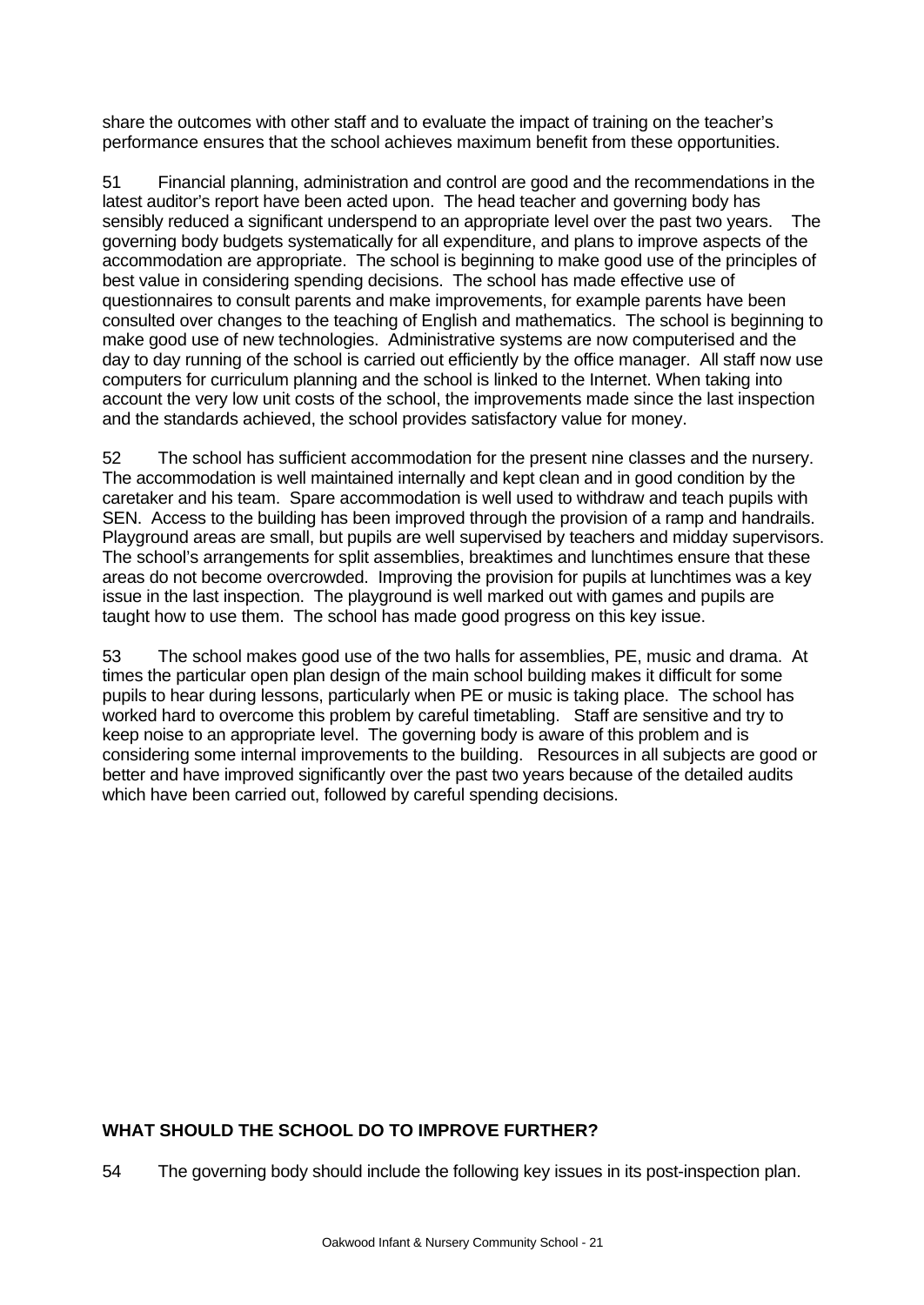share the outcomes with other staff and to evaluate the impact of training on the teacher's performance ensures that the school achieves maximum benefit from these opportunities.

51 Financial planning, administration and control are good and the recommendations in the latest auditor's report have been acted upon. The head teacher and governing body has sensibly reduced a significant underspend to an appropriate level over the past two years. The governing body budgets systematically for all expenditure, and plans to improve aspects of the accommodation are appropriate. The school is beginning to make good use of the principles of best value in considering spending decisions. The school has made effective use of questionnaires to consult parents and make improvements, for example parents have been consulted over changes to the teaching of English and mathematics. The school is beginning to make good use of new technologies. Administrative systems are now computerised and the day to day running of the school is carried out efficiently by the office manager. All staff now use computers for curriculum planning and the school is linked to the Internet. When taking into account the very low unit costs of the school, the improvements made since the last inspection and the standards achieved, the school provides satisfactory value for money.

52 The school has sufficient accommodation for the present nine classes and the nursery. The accommodation is well maintained internally and kept clean and in good condition by the caretaker and his team. Spare accommodation is well used to withdraw and teach pupils with SEN. Access to the building has been improved through the provision of a ramp and handrails. Playground areas are small, but pupils are well supervised by teachers and midday supervisors. The school's arrangements for split assemblies, breaktimes and lunchtimes ensure that these areas do not become overcrowded. Improving the provision for pupils at lunchtimes was a key issue in the last inspection. The playground is well marked out with games and pupils are taught how to use them. The school has made good progress on this key issue.

53 The school makes good use of the two halls for assemblies, PE, music and drama. At times the particular open plan design of the main school building makes it difficult for some pupils to hear during lessons, particularly when PE or music is taking place. The school has worked hard to overcome this problem by careful timetabling. Staff are sensitive and try to keep noise to an appropriate level. The governing body is aware of this problem and is considering some internal improvements to the building. Resources in all subjects are good or better and have improved significantly over the past two years because of the detailed audits which have been carried out, followed by careful spending decisions.

## WHAT SHOULD THE SCHOOL DO TO IMPROVE FURTHER?

54 The governing body should include the following key issues in its post-inspection plan.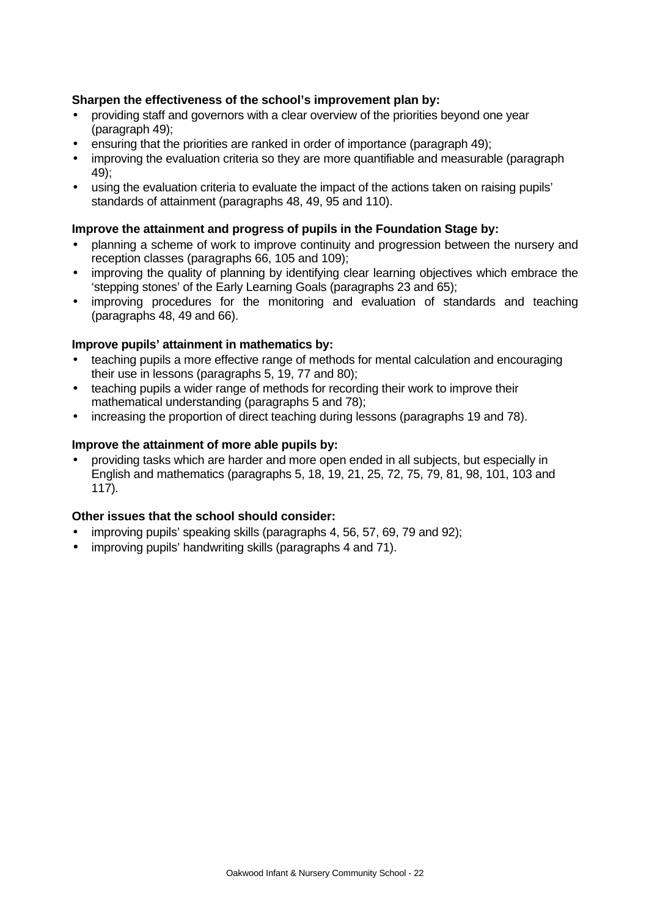**Sharpen the effectiveness of the school's improvement plan by:**

- providing staff and governors with a clear overview of the priorities beyond one year (paragraph 49);
- ensuring that the priorities are ranked in order of importance (paragraph 49);
- improving the evaluation criteria so they are more quantifiable and measurable (paragraph 49);
- using the evaluation criteria to evaluate the impact of the actions taken on raising pupils' standards of attainment (paragraphs 48, 49, 95 and 110).

**Improve the attainment and progress of pupils in the Foundation Stage by:**

- planning a scheme of work to improve continuity and progression between the nursery and reception classes (paragraphs 66, 105 and 109);
- improving the quality of planning by identifying clear learning objectives which embrace the 'stepping stones' of the Early Learning Goals (paragraphs 23 and 65);
- improving procedures for the monitoring and evaluation of standards and teaching (paragraphs 48, 49 and 66).

**Improve pupils' attainment in mathematics by:**

- teaching pupils a more effective range of methods for mental calculation and encouraging their use in lessons (paragraphs 5, 19, 77 and 80);
- teaching pupils a wider range of methods for recording their work to improve their mathematical understanding (paragraphs 5 and 78);
- increasing the proportion of direct teaching during lessons (paragraphs 19 and 78).

**Improve the attainment of more able pupils by:**

- providing tasks which are harder and more open ended in all subjects, but especially in English and mathematics (paragraphs 5, 18, 19, 21, 25, 72, 75, 79, 81, 98, 101, 103 and 117).

**Other issues that the school should consider:**

- improving pupils' speaking skills (paragraphs 4, 56, 57, 69, 79 and 92);
- improving pupils' handwriting skills (paragraphs 4 and 71).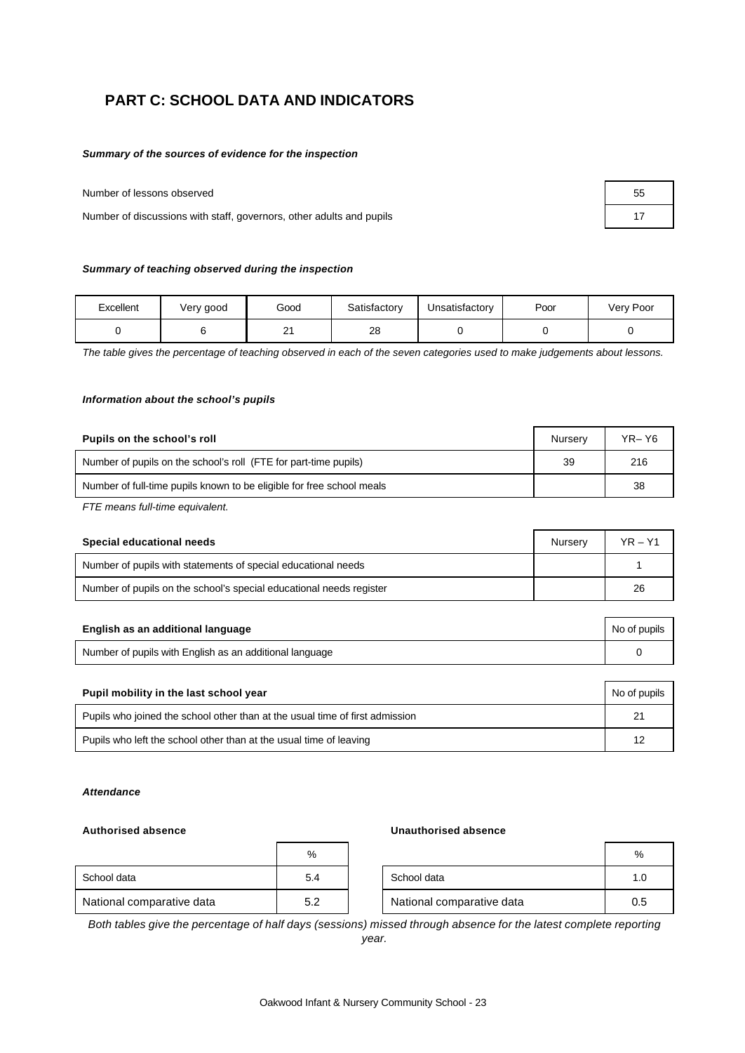# PART C: SCHOOL DATA AND INDICATORS

***Summary of the sources of evidence for the inspection***

| | |
|---|---|
| Number of lessons observed | 55 |
| Number of discussions with staff, governors, other adults and pupils | 17 |

***Summary of teaching observed during the inspection***

| Excellent | Very good | Good | Satisfactory | Unsatisfactory | Poor | Very Poor |
|---|---|---|---|---|---|---|
| 0 | 6 | 21 | 28 | 0 | 0 | 0 |

*The table gives the percentage of teaching observed in each of the seven categories used to make judgements about lessons.*

***Information about the school's pupils***

| **Pupils on the school's roll** | Nursery | YR– Y6 |
|---|---|---|
| Number of pupils on the school's roll (FTE for part-time pupils) | 39 | 216 |
| Number of full-time pupils known to be eligible for free school meals | | 38 |

*FTE means full-time equivalent.*

| **Special educational needs** | Nursery | YR – Y1 |
|---|---|---|
| Number of pupils with statements of special educational needs | | 1 |
| Number of pupils on the school's special educational needs register | | 26 |

| **English as an additional language** | No of pupils |
|---|---|
| Number of pupils with English as an additional language | 0 |

| **Pupil mobility in the last school year** | No of pupils |
|---|---|
| Pupils who joined the school other than at the usual time of first admission | 21 |
| Pupils who left the school other than at the usual time of leaving | 12 |

***Attendance***

**Authorised absence**

| | % |
|---|---|
| School data | 5.4 |
| National comparative data | 5.2 |

**Unauthorised absence**

| | % |
|---|---|
| School data | 1.0 |
| National comparative data | 0.5 |

*Both tables give the percentage of half days (sessions) missed through absence for the latest complete reporting year.*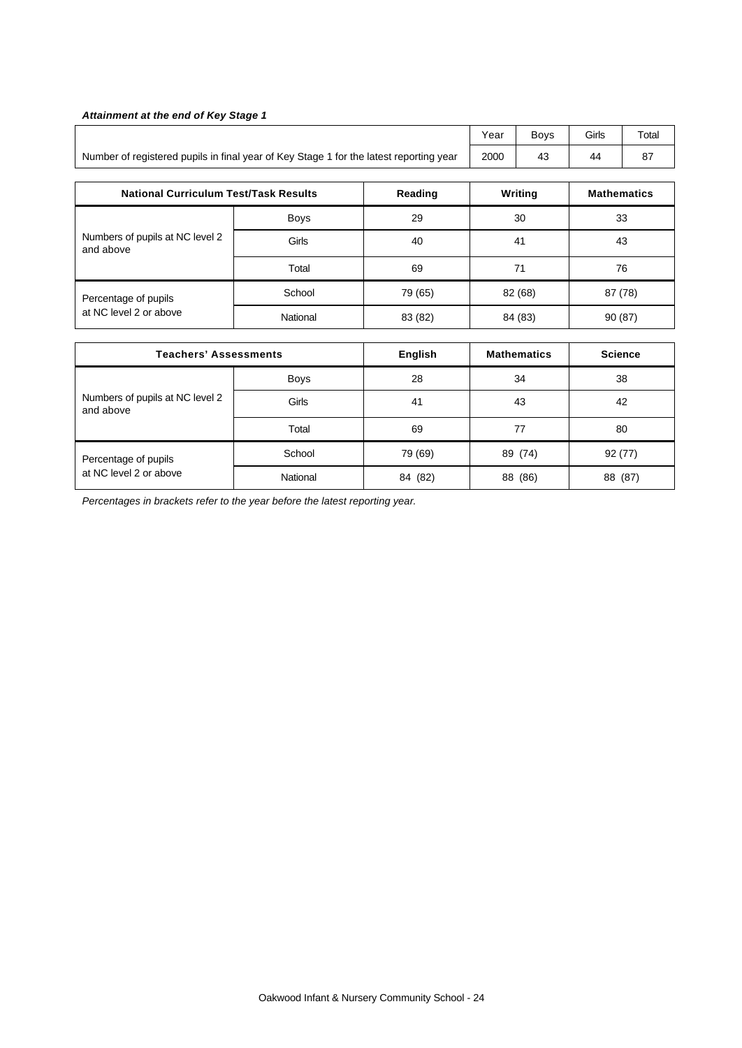***Attainment at the end of Key Stage 1***

| | Year | Boys | Girls | Total |
|---|---|---|---|---|
| Number of registered pupils in final year of Key Stage 1 for the latest reporting year | 2000 | 43 | 44 | 87 |

| National Curriculum Test/Task Results | | Reading | Writing | Mathematics |
|---|---|---|---|---|
| Numbers of pupils at NC level 2 and above | Boys | 29 | 30 | 33 |
| | Girls | 40 | 41 | 43 |
| | Total | 69 | 71 | 76 |
| Percentage of pupils at NC level 2 or above | School | 79 (65) | 82 (68) | 87 (78) |
| | National | 83 (82) | 84 (83) | 90 (87) |

| Teachers' Assessments | | English | Mathematics | Science |
|---|---|---|---|---|
| Numbers of pupils at NC level 2 and above | Boys | 28 | 34 | 38 |
| | Girls | 41 | 43 | 42 |
| | Total | 69 | 77 | 80 |
| Percentage of pupils at NC level 2 or above | School | 79 (69) | 89 (74) | 92 (77) |
| | National | 84 (82) | 88 (86) | 88 (87) |

*Percentages in brackets refer to the year before the latest reporting year.*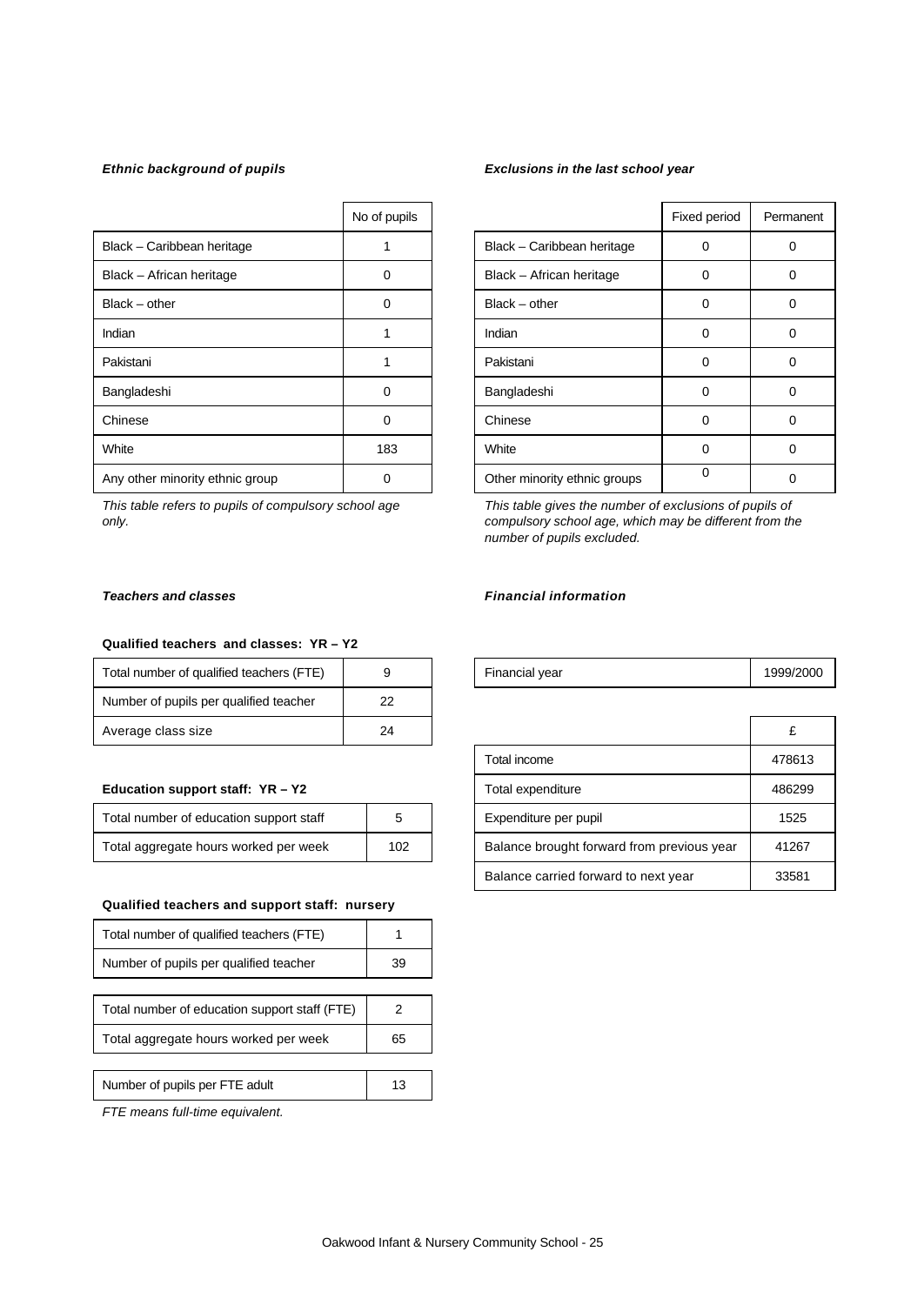*Ethnic background of pupils*

| | No of pupils |
|---|---|
| Black – Caribbean heritage | 1 |
| Black – African heritage | 0 |
| Black – other | 0 |
| Indian | 1 |
| Pakistani | 1 |
| Bangladeshi | 0 |
| Chinese | 0 |
| White | 183 |
| Any other minority ethnic group | 0 |

*This table refers to pupils of compulsory school age only.*

*Exclusions in the last school year*

| | Fixed period | Permanent |
|---|---|---|
| Black – Caribbean heritage | 0 | 0 |
| Black – African heritage | 0 | 0 |
| Black – other | 0 | 0 |
| Indian | 0 | 0 |
| Pakistani | 0 | 0 |
| Bangladeshi | 0 | 0 |
| Chinese | 0 | 0 |
| White | 0 | 0 |
| Other minority ethnic groups | 0 | 0 |

*This table gives the number of exclusions of pupils of compulsory school age, which may be different from the number of pupils excluded.*

*Teachers and classes*

**Qualified teachers and classes: YR – Y2**

| | |
|---|---|
| Total number of qualified teachers (FTE) | 9 |
| Number of pupils per qualified teacher | 22 |
| Average class size | 24 |

**Education support staff: YR – Y2**

| | |
|---|---|
| Total number of education support staff | 5 |
| Total aggregate hours worked per week | 102 |

**Qualified teachers and support staff: nursery**

| | |
|---|---|
| Total number of qualified teachers (FTE) | 1 |
| Number of pupils per qualified teacher | 39 |

| | |
|---|---|
| Total number of education support staff (FTE) | 2 |
| Total aggregate hours worked per week | 65 |

| | |
|---|---|
| Number of pupils per FTE adult | 13 |

*FTE means full-time equivalent.*

*Financial information*

| | |
|---|---|
| Financial year | 1999/2000 |

| | £ |
|---|---|
| Total income | 478613 |
| Total expenditure | 486299 |
| Expenditure per pupil | 1525 |
| Balance brought forward from previous year | 41267 |
| Balance carried forward to next year | 33581 |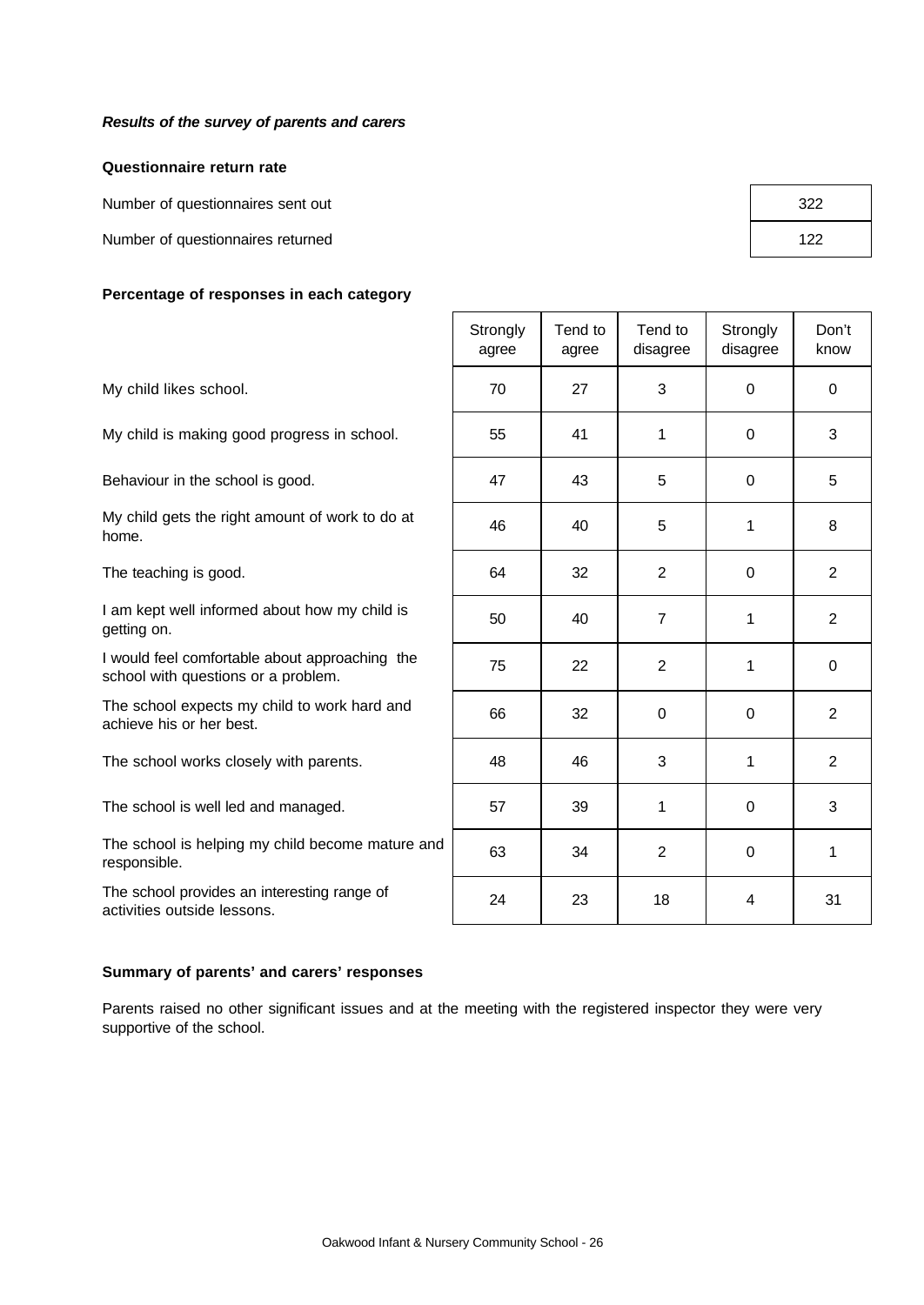***Results of the survey of parents and carers***

**Questionnaire return rate**

| | |
|---|---|
| Number of questionnaires sent out | 322 |
| Number of questionnaires returned | 122 |

**Percentage of responses in each category**

| | Strongly agree | Tend to agree | Tend to disagree | Strongly disagree | Don't know |
|---|---|---|---|---|---|
| My child likes school. | 70 | 27 | 3 | 0 | 0 |
| My child is making good progress in school. | 55 | 41 | 1 | 0 | 3 |
| Behaviour in the school is good. | 47 | 43 | 5 | 0 | 5 |
| My child gets the right amount of work to do at home. | 46 | 40 | 5 | 1 | 8 |
| The teaching is good. | 64 | 32 | 2 | 0 | 2 |
| I am kept well informed about how my child is getting on. | 50 | 40 | 7 | 1 | 2 |
| I would feel comfortable about approaching the school with questions or a problem. | 75 | 22 | 2 | 1 | 0 |
| The school expects my child to work hard and achieve his or her best. | 66 | 32 | 0 | 0 | 2 |
| The school works closely with parents. | 48 | 46 | 3 | 1 | 2 |
| The school is well led and managed. | 57 | 39 | 1 | 0 | 3 |
| The school is helping my child become mature and responsible. | 63 | 34 | 2 | 0 | 1 |
| The school provides an interesting range of activities outside lessons. | 24 | 23 | 18 | 4 | 31 |

**Summary of parents' and carers' responses**

Parents raised no other significant issues and at the meeting with the registered inspector they were very supportive of the school.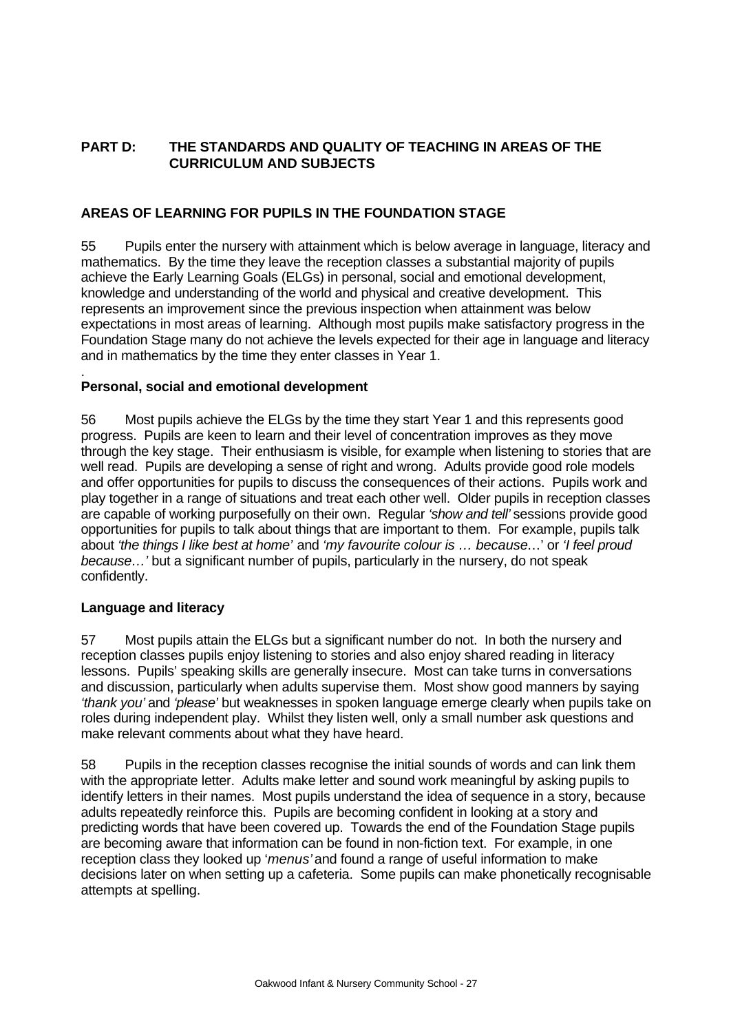## PART D: THE STANDARDS AND QUALITY OF TEACHING IN AREAS OF THE CURRICULUM AND SUBJECTS

### AREAS OF LEARNING FOR PUPILS IN THE FOUNDATION STAGE

55 Pupils enter the nursery with attainment which is below average in language, literacy and mathematics. By the time they leave the reception classes a substantial majority of pupils achieve the Early Learning Goals (ELGs) in personal, social and emotional development, knowledge and understanding of the world and physical and creative development. This represents an improvement since the previous inspection when attainment was below expectations in most areas of learning. Although most pupils make satisfactory progress in the Foundation Stage many do not achieve the levels expected for their age in language and literacy and in mathematics by the time they enter classes in Year 1.

.

**Personal, social and emotional development**

56 Most pupils achieve the ELGs by the time they start Year 1 and this represents good progress. Pupils are keen to learn and their level of concentration improves as they move through the key stage. Their enthusiasm is visible, for example when listening to stories that are well read. Pupils are developing a sense of right and wrong. Adults provide good role models and offer opportunities for pupils to discuss the consequences of their actions. Pupils work and play together in a range of situations and treat each other well. Older pupils in reception classes are capable of working purposefully on their own. Regular *'show and tell'* sessions provide good opportunities for pupils to talk about things that are important to them. For example, pupils talk about *'the things I like best at home'* and *'my favourite colour is … because…'* or *'I feel proud because…'* but a significant number of pupils, particularly in the nursery, do not speak confidently.

**Language and literacy**

57 Most pupils attain the ELGs but a significant number do not. In both the nursery and reception classes pupils enjoy listening to stories and also enjoy shared reading in literacy lessons. Pupils' speaking skills are generally insecure. Most can take turns in conversations and discussion, particularly when adults supervise them. Most show good manners by saying *'thank you'* and *'please'* but weaknesses in spoken language emerge clearly when pupils take on roles during independent play. Whilst they listen well, only a small number ask questions and make relevant comments about what they have heard.

58 Pupils in the reception classes recognise the initial sounds of words and can link them with the appropriate letter. Adults make letter and sound work meaningful by asking pupils to identify letters in their names. Most pupils understand the idea of sequence in a story, because adults repeatedly reinforce this. Pupils are becoming confident in looking at a story and predicting words that have been covered up. Towards the end of the Foundation Stage pupils are becoming aware that information can be found in non-fiction text. For example, in one reception class they looked up '*menus'* and found a range of useful information to make decisions later on when setting up a cafeteria. Some pupils can make phonetically recognisable attempts at spelling.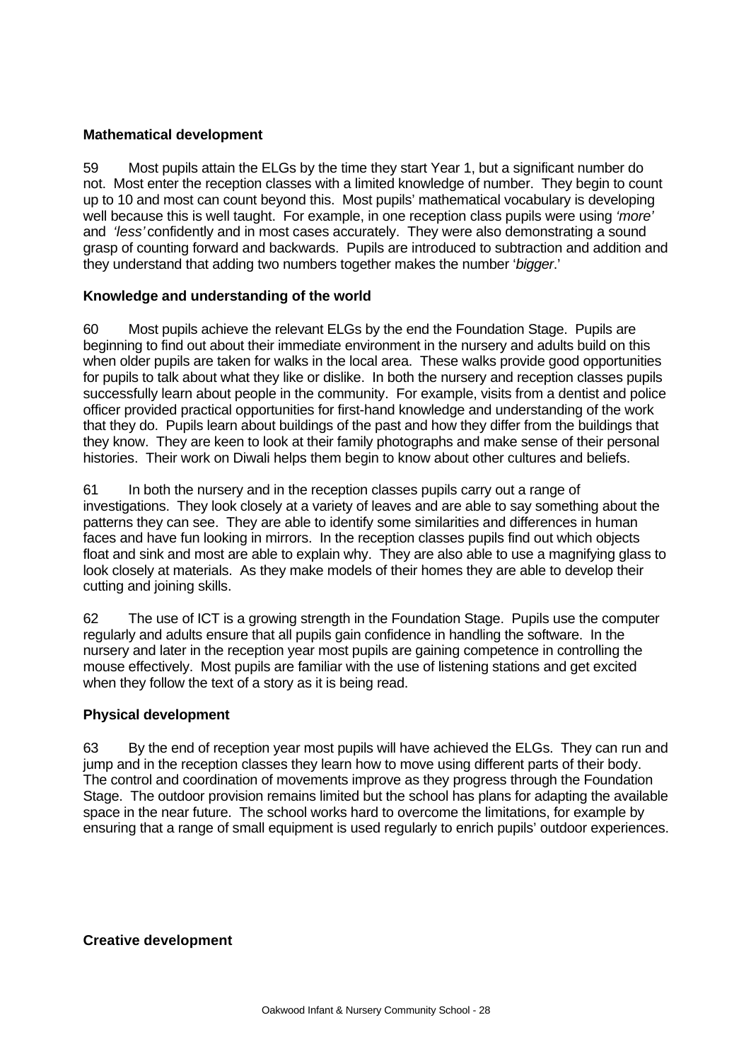**Mathematical development**

59 Most pupils attain the ELGs by the time they start Year 1, but a significant number do not. Most enter the reception classes with a limited knowledge of number. They begin to count up to 10 and most can count beyond this. Most pupils' mathematical vocabulary is developing well because this is well taught. For example, in one reception class pupils were using *'more'* and *'less'* confidently and in most cases accurately. They were also demonstrating a sound grasp of counting forward and backwards. Pupils are introduced to subtraction and addition and they understand that adding two numbers together makes the number '*bigger*.'

**Knowledge and understanding of the world**

60 Most pupils achieve the relevant ELGs by the end the Foundation Stage. Pupils are beginning to find out about their immediate environment in the nursery and adults build on this when older pupils are taken for walks in the local area. These walks provide good opportunities for pupils to talk about what they like or dislike. In both the nursery and reception classes pupils successfully learn about people in the community. For example, visits from a dentist and police officer provided practical opportunities for first-hand knowledge and understanding of the work that they do. Pupils learn about buildings of the past and how they differ from the buildings that they know. They are keen to look at their family photographs and make sense of their personal histories. Their work on Diwali helps them begin to know about other cultures and beliefs.

61 In both the nursery and in the reception classes pupils carry out a range of investigations. They look closely at a variety of leaves and are able to say something about the patterns they can see. They are able to identify some similarities and differences in human faces and have fun looking in mirrors. In the reception classes pupils find out which objects float and sink and most are able to explain why. They are also able to use a magnifying glass to look closely at materials. As they make models of their homes they are able to develop their cutting and joining skills.

62 The use of ICT is a growing strength in the Foundation Stage. Pupils use the computer regularly and adults ensure that all pupils gain confidence in handling the software. In the nursery and later in the reception year most pupils are gaining competence in controlling the mouse effectively. Most pupils are familiar with the use of listening stations and get excited when they follow the text of a story as it is being read.

**Physical development**

63 By the end of reception year most pupils will have achieved the ELGs. They can run and jump and in the reception classes they learn how to move using different parts of their body. The control and coordination of movements improve as they progress through the Foundation Stage. The outdoor provision remains limited but the school has plans for adapting the available space in the near future. The school works hard to overcome the limitations, for example by ensuring that a range of small equipment is used regularly to enrich pupils' outdoor experiences.

**Creative development**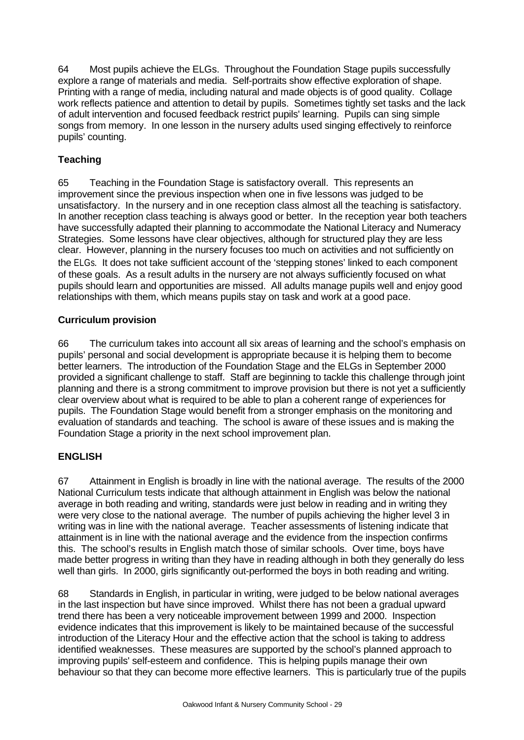64 Most pupils achieve the ELGs. Throughout the Foundation Stage pupils successfully explore a range of materials and media. Self-portraits show effective exploration of shape. Printing with a range of media, including natural and made objects is of good quality. Collage work reflects patience and attention to detail by pupils. Sometimes tightly set tasks and the lack of adult intervention and focused feedback restrict pupils' learning. Pupils can sing simple songs from memory. In one lesson in the nursery adults used singing effectively to reinforce pupils' counting.

### Teaching

65 Teaching in the Foundation Stage is satisfactory overall. This represents an improvement since the previous inspection when one in five lessons was judged to be unsatisfactory. In the nursery and in one reception class almost all the teaching is satisfactory. In another reception class teaching is always good or better. In the reception year both teachers have successfully adapted their planning to accommodate the National Literacy and Numeracy Strategies. Some lessons have clear objectives, although for structured play they are less clear. However, planning in the nursery focuses too much on activities and not sufficiently on the ELGs. It does not take sufficient account of the 'stepping stones' linked to each component of these goals. As a result adults in the nursery are not always sufficiently focused on what pupils should learn and opportunities are missed. All adults manage pupils well and enjoy good relationships with them, which means pupils stay on task and work at a good pace.

### Curriculum provision

66 The curriculum takes into account all six areas of learning and the school's emphasis on pupils' personal and social development is appropriate because it is helping them to become better learners. The introduction of the Foundation Stage and the ELGs in September 2000 provided a significant challenge to staff. Staff are beginning to tackle this challenge through joint planning and there is a strong commitment to improve provision but there is not yet a sufficiently clear overview about what is required to be able to plan a coherent range of experiences for pupils. The Foundation Stage would benefit from a stronger emphasis on the monitoring and evaluation of standards and teaching. The school is aware of these issues and is making the Foundation Stage a priority in the next school improvement plan.

## ENGLISH

67 Attainment in English is broadly in line with the national average. The results of the 2000 National Curriculum tests indicate that although attainment in English was below the national average in both reading and writing, standards were just below in reading and in writing they were very close to the national average. The number of pupils achieving the higher level 3 in writing was in line with the national average. Teacher assessments of listening indicate that attainment is in line with the national average and the evidence from the inspection confirms this. The school's results in English match those of similar schools. Over time, boys have made better progress in writing than they have in reading although in both they generally do less well than girls. In 2000, girls significantly out-performed the boys in both reading and writing.

68 Standards in English, in particular in writing, were judged to be below national averages in the last inspection but have since improved. Whilst there has not been a gradual upward trend there has been a very noticeable improvement between 1999 and 2000. Inspection evidence indicates that this improvement is likely to be maintained because of the successful introduction of the Literacy Hour and the effective action that the school is taking to address identified weaknesses. These measures are supported by the school's planned approach to improving pupils' self-esteem and confidence. This is helping pupils manage their own behaviour so that they can become more effective learners. This is particularly true of the pupils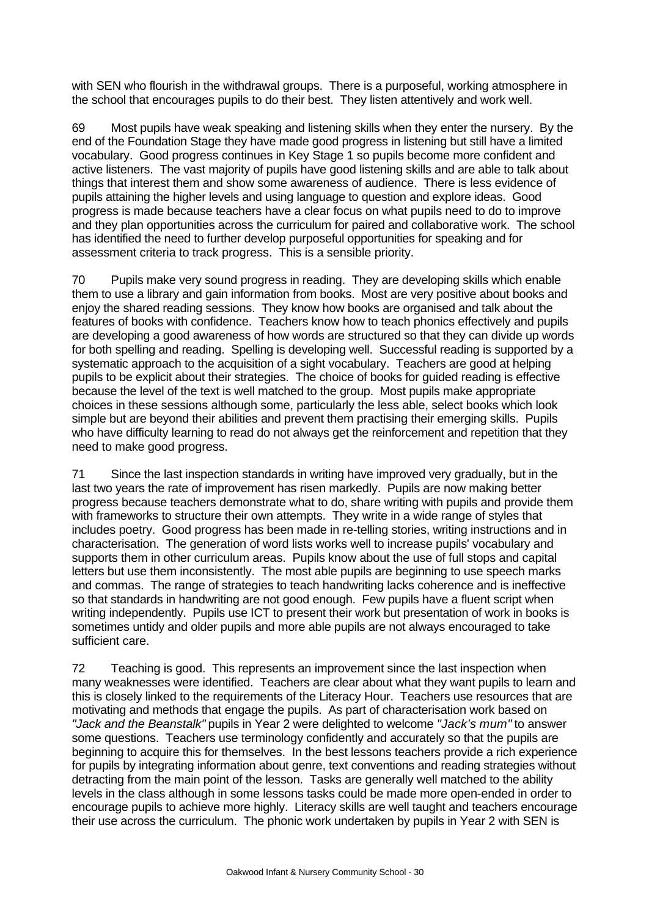with SEN who flourish in the withdrawal groups. There is a purposeful, working atmosphere in the school that encourages pupils to do their best. They listen attentively and work well.

69 Most pupils have weak speaking and listening skills when they enter the nursery. By the end of the Foundation Stage they have made good progress in listening but still have a limited vocabulary. Good progress continues in Key Stage 1 so pupils become more confident and active listeners. The vast majority of pupils have good listening skills and are able to talk about things that interest them and show some awareness of audience. There is less evidence of pupils attaining the higher levels and using language to question and explore ideas. Good progress is made because teachers have a clear focus on what pupils need to do to improve and they plan opportunities across the curriculum for paired and collaborative work. The school has identified the need to further develop purposeful opportunities for speaking and for assessment criteria to track progress. This is a sensible priority.

70 Pupils make very sound progress in reading. They are developing skills which enable them to use a library and gain information from books. Most are very positive about books and enjoy the shared reading sessions. They know how books are organised and talk about the features of books with confidence. Teachers know how to teach phonics effectively and pupils are developing a good awareness of how words are structured so that they can divide up words for both spelling and reading. Spelling is developing well. Successful reading is supported by a systematic approach to the acquisition of a sight vocabulary. Teachers are good at helping pupils to be explicit about their strategies. The choice of books for guided reading is effective because the level of the text is well matched to the group. Most pupils make appropriate choices in these sessions although some, particularly the less able, select books which look simple but are beyond their abilities and prevent them practising their emerging skills. Pupils who have difficulty learning to read do not always get the reinforcement and repetition that they need to make good progress.

71 Since the last inspection standards in writing have improved very gradually, but in the last two years the rate of improvement has risen markedly. Pupils are now making better progress because teachers demonstrate what to do, share writing with pupils and provide them with frameworks to structure their own attempts. They write in a wide range of styles that includes poetry. Good progress has been made in re-telling stories, writing instructions and in characterisation. The generation of word lists works well to increase pupils' vocabulary and supports them in other curriculum areas. Pupils know about the use of full stops and capital letters but use them inconsistently. The most able pupils are beginning to use speech marks and commas. The range of strategies to teach handwriting lacks coherence and is ineffective so that standards in handwriting are not good enough. Few pupils have a fluent script when writing independently. Pupils use ICT to present their work but presentation of work in books is sometimes untidy and older pupils and more able pupils are not always encouraged to take sufficient care.

72 Teaching is good. This represents an improvement since the last inspection when many weaknesses were identified. Teachers are clear about what they want pupils to learn and this is closely linked to the requirements of the Literacy Hour. Teachers use resources that are motivating and methods that engage the pupils. As part of characterisation work based on *"Jack and the Beanstalk"* pupils in Year 2 were delighted to welcome *"Jack's mum"* to answer some questions. Teachers use terminology confidently and accurately so that the pupils are beginning to acquire this for themselves. In the best lessons teachers provide a rich experience for pupils by integrating information about genre, text conventions and reading strategies without detracting from the main point of the lesson. Tasks are generally well matched to the ability levels in the class although in some lessons tasks could be made more open-ended in order to encourage pupils to achieve more highly. Literacy skills are well taught and teachers encourage their use across the curriculum. The phonic work undertaken by pupils in Year 2 with SEN is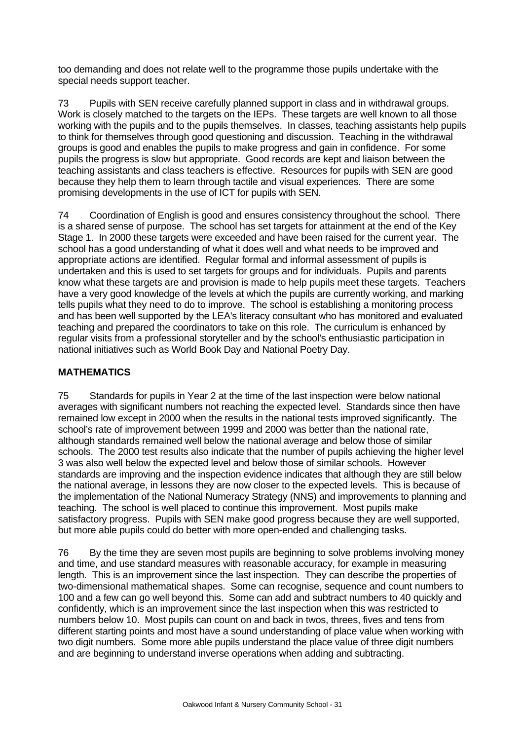too demanding and does not relate well to the programme those pupils undertake with the special needs support teacher.

73 Pupils with SEN receive carefully planned support in class and in withdrawal groups. Work is closely matched to the targets on the IEPs. These targets are well known to all those working with the pupils and to the pupils themselves. In classes, teaching assistants help pupils to think for themselves through good questioning and discussion. Teaching in the withdrawal groups is good and enables the pupils to make progress and gain in confidence. For some pupils the progress is slow but appropriate. Good records are kept and liaison between the teaching assistants and class teachers is effective. Resources for pupils with SEN are good because they help them to learn through tactile and visual experiences. There are some promising developments in the use of ICT for pupils with SEN.

74 Coordination of English is good and ensures consistency throughout the school. There is a shared sense of purpose. The school has set targets for attainment at the end of the Key Stage 1. In 2000 these targets were exceeded and have been raised for the current year. The school has a good understanding of what it does well and what needs to be improved and appropriate actions are identified. Regular formal and informal assessment of pupils is undertaken and this is used to set targets for groups and for individuals. Pupils and parents know what these targets are and provision is made to help pupils meet these targets. Teachers have a very good knowledge of the levels at which the pupils are currently working, and marking tells pupils what they need to do to improve. The school is establishing a monitoring process and has been well supported by the LEA's literacy consultant who has monitored and evaluated teaching and prepared the coordinators to take on this role. The curriculum is enhanced by regular visits from a professional storyteller and by the school's enthusiastic participation in national initiatives such as World Book Day and National Poetry Day.

## MATHEMATICS

75 Standards for pupils in Year 2 at the time of the last inspection were below national averages with significant numbers not reaching the expected level. Standards since then have remained low except in 2000 when the results in the national tests improved significantly. The school's rate of improvement between 1999 and 2000 was better than the national rate, although standards remained well below the national average and below those of similar schools. The 2000 test results also indicate that the number of pupils achieving the higher level 3 was also well below the expected level and below those of similar schools. However standards are improving and the inspection evidence indicates that although they are still below the national average, in lessons they are now closer to the expected levels. This is because of the implementation of the National Numeracy Strategy (NNS) and improvements to planning and teaching. The school is well placed to continue this improvement. Most pupils make satisfactory progress. Pupils with SEN make good progress because they are well supported, but more able pupils could do better with more open-ended and challenging tasks.

76 By the time they are seven most pupils are beginning to solve problems involving money and time, and use standard measures with reasonable accuracy, for example in measuring length. This is an improvement since the last inspection. They can describe the properties of two-dimensional mathematical shapes. Some can recognise, sequence and count numbers to 100 and a few can go well beyond this. Some can add and subtract numbers to 40 quickly and confidently, which is an improvement since the last inspection when this was restricted to numbers below 10. Most pupils can count on and back in twos, threes, fives and tens from different starting points and most have a sound understanding of place value when working with two digit numbers. Some more able pupils understand the place value of three digit numbers and are beginning to understand inverse operations when adding and subtracting.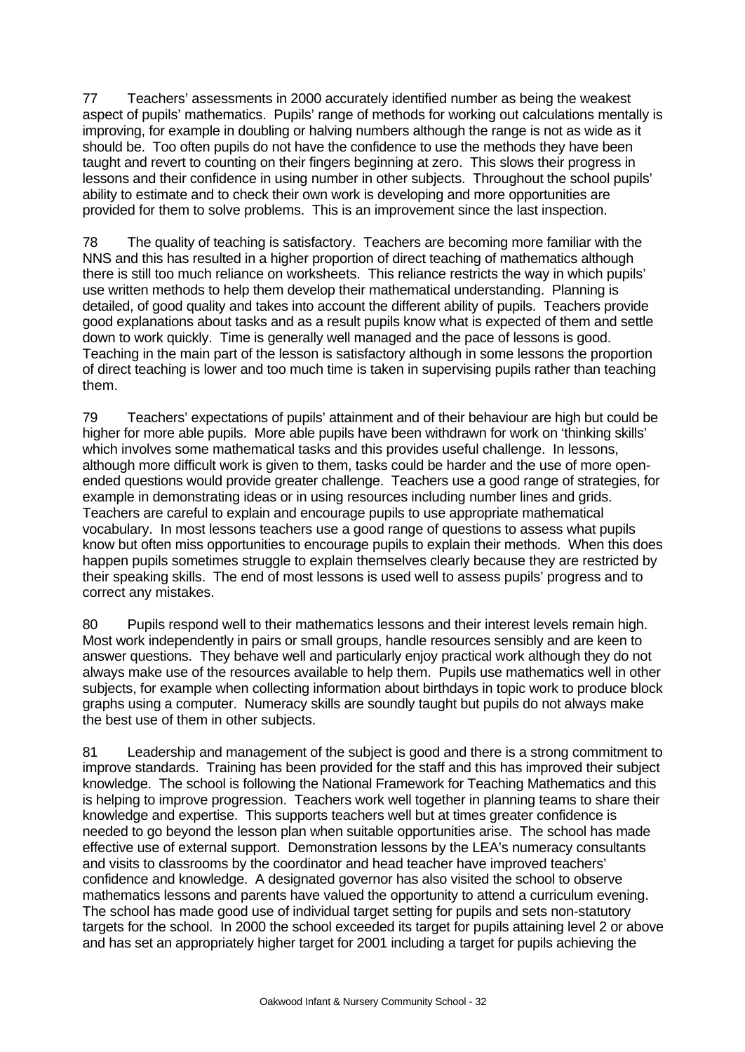77 Teachers' assessments in 2000 accurately identified number as being the weakest aspect of pupils' mathematics. Pupils' range of methods for working out calculations mentally is improving, for example in doubling or halving numbers although the range is not as wide as it should be. Too often pupils do not have the confidence to use the methods they have been taught and revert to counting on their fingers beginning at zero. This slows their progress in lessons and their confidence in using number in other subjects. Throughout the school pupils' ability to estimate and to check their own work is developing and more opportunities are provided for them to solve problems. This is an improvement since the last inspection.

78 The quality of teaching is satisfactory. Teachers are becoming more familiar with the NNS and this has resulted in a higher proportion of direct teaching of mathematics although there is still too much reliance on worksheets. This reliance restricts the way in which pupils' use written methods to help them develop their mathematical understanding. Planning is detailed, of good quality and takes into account the different ability of pupils. Teachers provide good explanations about tasks and as a result pupils know what is expected of them and settle down to work quickly. Time is generally well managed and the pace of lessons is good. Teaching in the main part of the lesson is satisfactory although in some lessons the proportion of direct teaching is lower and too much time is taken in supervising pupils rather than teaching them.

79 Teachers' expectations of pupils' attainment and of their behaviour are high but could be higher for more able pupils. More able pupils have been withdrawn for work on 'thinking skills' which involves some mathematical tasks and this provides useful challenge. In lessons, although more difficult work is given to them, tasks could be harder and the use of more open-ended questions would provide greater challenge. Teachers use a good range of strategies, for example in demonstrating ideas or in using resources including number lines and grids. Teachers are careful to explain and encourage pupils to use appropriate mathematical vocabulary. In most lessons teachers use a good range of questions to assess what pupils know but often miss opportunities to encourage pupils to explain their methods. When this does happen pupils sometimes struggle to explain themselves clearly because they are restricted by their speaking skills. The end of most lessons is used well to assess pupils' progress and to correct any mistakes.

80 Pupils respond well to their mathematics lessons and their interest levels remain high. Most work independently in pairs or small groups, handle resources sensibly and are keen to answer questions. They behave well and particularly enjoy practical work although they do not always make use of the resources available to help them. Pupils use mathematics well in other subjects, for example when collecting information about birthdays in topic work to produce block graphs using a computer. Numeracy skills are soundly taught but pupils do not always make the best use of them in other subjects.

81 Leadership and management of the subject is good and there is a strong commitment to improve standards. Training has been provided for the staff and this has improved their subject knowledge. The school is following the National Framework for Teaching Mathematics and this is helping to improve progression. Teachers work well together in planning teams to share their knowledge and expertise. This supports teachers well but at times greater confidence is needed to go beyond the lesson plan when suitable opportunities arise. The school has made effective use of external support. Demonstration lessons by the LEA's numeracy consultants and visits to classrooms by the coordinator and head teacher have improved teachers' confidence and knowledge. A designated governor has also visited the school to observe mathematics lessons and parents have valued the opportunity to attend a curriculum evening. The school has made good use of individual target setting for pupils and sets non-statutory targets for the school. In 2000 the school exceeded its target for pupils attaining level 2 or above and has set an appropriately higher target for 2001 including a target for pupils achieving the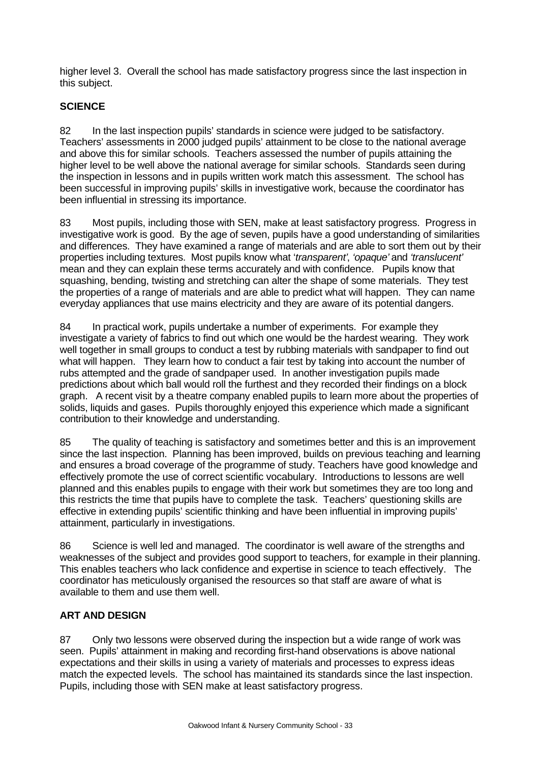higher level 3. Overall the school has made satisfactory progress since the last inspection in this subject.

## SCIENCE

82 In the last inspection pupils' standards in science were judged to be satisfactory. Teachers' assessments in 2000 judged pupils' attainment to be close to the national average and above this for similar schools. Teachers assessed the number of pupils attaining the higher level to be well above the national average for similar schools. Standards seen during the inspection in lessons and in pupils written work match this assessment. The school has been successful in improving pupils' skills in investigative work, because the coordinator has been influential in stressing its importance.

83 Most pupils, including those with SEN, make at least satisfactory progress. Progress in investigative work is good. By the age of seven, pupils have a good understanding of similarities and differences. They have examined a range of materials and are able to sort them out by their properties including textures. Most pupils know what '*transparent*', *'opaque'* and *'translucent'* mean and they can explain these terms accurately and with confidence. Pupils know that squashing, bending, twisting and stretching can alter the shape of some materials. They test the properties of a range of materials and are able to predict what will happen. They can name everyday appliances that use mains electricity and they are aware of its potential dangers.

84 In practical work, pupils undertake a number of experiments. For example they investigate a variety of fabrics to find out which one would be the hardest wearing. They work well together in small groups to conduct a test by rubbing materials with sandpaper to find out what will happen. They learn how to conduct a fair test by taking into account the number of rubs attempted and the grade of sandpaper used. In another investigation pupils made predictions about which ball would roll the furthest and they recorded their findings on a block graph. A recent visit by a theatre company enabled pupils to learn more about the properties of solids, liquids and gases. Pupils thoroughly enjoyed this experience which made a significant contribution to their knowledge and understanding.

85 The quality of teaching is satisfactory and sometimes better and this is an improvement since the last inspection. Planning has been improved, builds on previous teaching and learning and ensures a broad coverage of the programme of study. Teachers have good knowledge and effectively promote the use of correct scientific vocabulary. Introductions to lessons are well planned and this enables pupils to engage with their work but sometimes they are too long and this restricts the time that pupils have to complete the task. Teachers' questioning skills are effective in extending pupils' scientific thinking and have been influential in improving pupils' attainment, particularly in investigations.

86 Science is well led and managed. The coordinator is well aware of the strengths and weaknesses of the subject and provides good support to teachers, for example in their planning. This enables teachers who lack confidence and expertise in science to teach effectively. The coordinator has meticulously organised the resources so that staff are aware of what is available to them and use them well.

## ART AND DESIGN

87 Only two lessons were observed during the inspection but a wide range of work was seen. Pupils' attainment in making and recording first-hand observations is above national expectations and their skills in using a variety of materials and processes to express ideas match the expected levels. The school has maintained its standards since the last inspection. Pupils, including those with SEN make at least satisfactory progress.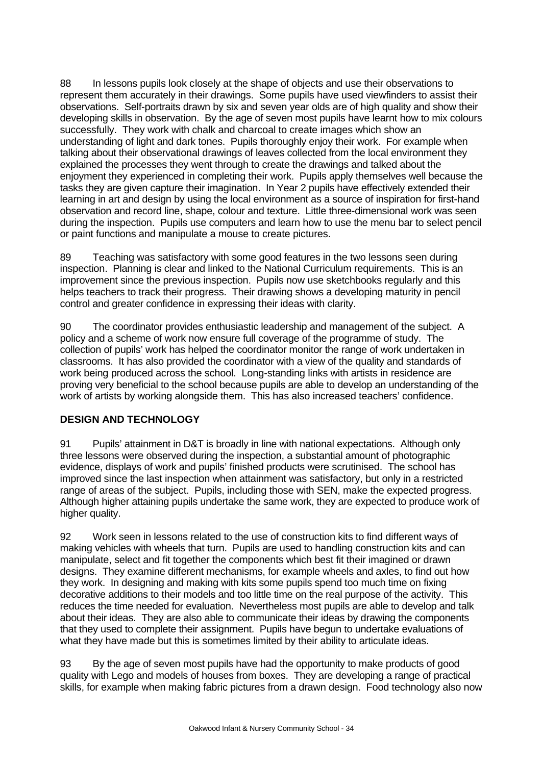88 In lessons pupils look closely at the shape of objects and use their observations to represent them accurately in their drawings. Some pupils have used viewfinders to assist their observations. Self-portraits drawn by six and seven year olds are of high quality and show their developing skills in observation. By the age of seven most pupils have learnt how to mix colours successfully. They work with chalk and charcoal to create images which show an understanding of light and dark tones. Pupils thoroughly enjoy their work. For example when talking about their observational drawings of leaves collected from the local environment they explained the processes they went through to create the drawings and talked about the enjoyment they experienced in completing their work. Pupils apply themselves well because the tasks they are given capture their imagination. In Year 2 pupils have effectively extended their learning in art and design by using the local environment as a source of inspiration for first-hand observation and record line, shape, colour and texture. Little three-dimensional work was seen during the inspection. Pupils use computers and learn how to use the menu bar to select pencil or paint functions and manipulate a mouse to create pictures.

89 Teaching was satisfactory with some good features in the two lessons seen during inspection. Planning is clear and linked to the National Curriculum requirements. This is an improvement since the previous inspection. Pupils now use sketchbooks regularly and this helps teachers to track their progress. Their drawing shows a developing maturity in pencil control and greater confidence in expressing their ideas with clarity.

90 The coordinator provides enthusiastic leadership and management of the subject. A policy and a scheme of work now ensure full coverage of the programme of study. The collection of pupils' work has helped the coordinator monitor the range of work undertaken in classrooms. It has also provided the coordinator with a view of the quality and standards of work being produced across the school. Long-standing links with artists in residence are proving very beneficial to the school because pupils are able to develop an understanding of the work of artists by working alongside them. This has also increased teachers' confidence.

## DESIGN AND TECHNOLOGY

91 Pupils' attainment in D&T is broadly in line with national expectations. Although only three lessons were observed during the inspection, a substantial amount of photographic evidence, displays of work and pupils' finished products were scrutinised. The school has improved since the last inspection when attainment was satisfactory, but only in a restricted range of areas of the subject. Pupils, including those with SEN, make the expected progress. Although higher attaining pupils undertake the same work, they are expected to produce work of higher quality.

92 Work seen in lessons related to the use of construction kits to find different ways of making vehicles with wheels that turn. Pupils are used to handling construction kits and can manipulate, select and fit together the components which best fit their imagined or drawn designs. They examine different mechanisms, for example wheels and axles, to find out how they work. In designing and making with kits some pupils spend too much time on fixing decorative additions to their models and too little time on the real purpose of the activity. This reduces the time needed for evaluation. Nevertheless most pupils are able to develop and talk about their ideas. They are also able to communicate their ideas by drawing the components that they used to complete their assignment. Pupils have begun to undertake evaluations of what they have made but this is sometimes limited by their ability to articulate ideas.

93 By the age of seven most pupils have had the opportunity to make products of good quality with Lego and models of houses from boxes. They are developing a range of practical skills, for example when making fabric pictures from a drawn design. Food technology also now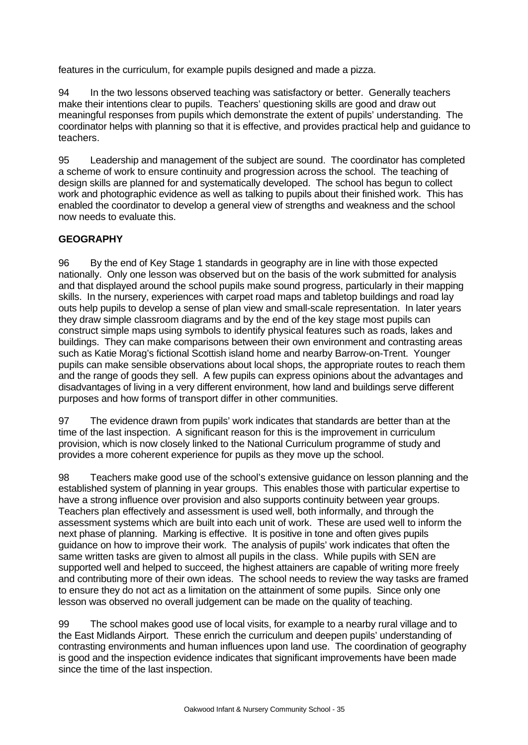features in the curriculum, for example pupils designed and made a pizza.

94 In the two lessons observed teaching was satisfactory or better. Generally teachers make their intentions clear to pupils. Teachers' questioning skills are good and draw out meaningful responses from pupils which demonstrate the extent of pupils' understanding. The coordinator helps with planning so that it is effective, and provides practical help and guidance to teachers.

95 Leadership and management of the subject are sound. The coordinator has completed a scheme of work to ensure continuity and progression across the school. The teaching of design skills are planned for and systematically developed. The school has begun to collect work and photographic evidence as well as talking to pupils about their finished work. This has enabled the coordinator to develop a general view of strengths and weakness and the school now needs to evaluate this.

## GEOGRAPHY

96 By the end of Key Stage 1 standards in geography are in line with those expected nationally. Only one lesson was observed but on the basis of the work submitted for analysis and that displayed around the school pupils make sound progress, particularly in their mapping skills. In the nursery, experiences with carpet road maps and tabletop buildings and road lay outs help pupils to develop a sense of plan view and small-scale representation. In later years they draw simple classroom diagrams and by the end of the key stage most pupils can construct simple maps using symbols to identify physical features such as roads, lakes and buildings. They can make comparisons between their own environment and contrasting areas such as Katie Morag's fictional Scottish island home and nearby Barrow-on-Trent. Younger pupils can make sensible observations about local shops, the appropriate routes to reach them and the range of goods they sell. A few pupils can express opinions about the advantages and disadvantages of living in a very different environment, how land and buildings serve different purposes and how forms of transport differ in other communities.

97 The evidence drawn from pupils' work indicates that standards are better than at the time of the last inspection. A significant reason for this is the improvement in curriculum provision, which is now closely linked to the National Curriculum programme of study and provides a more coherent experience for pupils as they move up the school.

98 Teachers make good use of the school's extensive guidance on lesson planning and the established system of planning in year groups. This enables those with particular expertise to have a strong influence over provision and also supports continuity between year groups. Teachers plan effectively and assessment is used well, both informally, and through the assessment systems which are built into each unit of work. These are used well to inform the next phase of planning. Marking is effective. It is positive in tone and often gives pupils guidance on how to improve their work. The analysis of pupils' work indicates that often the same written tasks are given to almost all pupils in the class. While pupils with SEN are supported well and helped to succeed, the highest attainers are capable of writing more freely and contributing more of their own ideas. The school needs to review the way tasks are framed to ensure they do not act as a limitation on the attainment of some pupils. Since only one lesson was observed no overall judgement can be made on the quality of teaching.

99 The school makes good use of local visits, for example to a nearby rural village and to the East Midlands Airport. These enrich the curriculum and deepen pupils' understanding of contrasting environments and human influences upon land use. The coordination of geography is good and the inspection evidence indicates that significant improvements have been made since the time of the last inspection.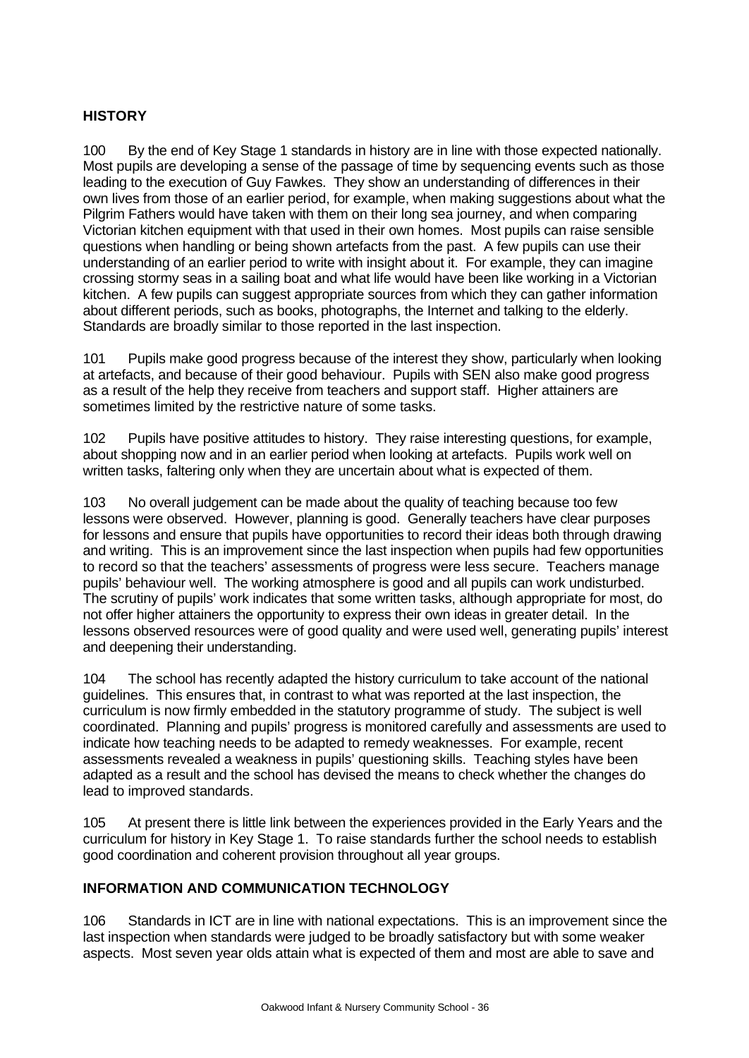## HISTORY

100 By the end of Key Stage 1 standards in history are in line with those expected nationally. Most pupils are developing a sense of the passage of time by sequencing events such as those leading to the execution of Guy Fawkes. They show an understanding of differences in their own lives from those of an earlier period, for example, when making suggestions about what the Pilgrim Fathers would have taken with them on their long sea journey, and when comparing Victorian kitchen equipment with that used in their own homes. Most pupils can raise sensible questions when handling or being shown artefacts from the past. A few pupils can use their understanding of an earlier period to write with insight about it. For example, they can imagine crossing stormy seas in a sailing boat and what life would have been like working in a Victorian kitchen. A few pupils can suggest appropriate sources from which they can gather information about different periods, such as books, photographs, the Internet and talking to the elderly. Standards are broadly similar to those reported in the last inspection.

101 Pupils make good progress because of the interest they show, particularly when looking at artefacts, and because of their good behaviour. Pupils with SEN also make good progress as a result of the help they receive from teachers and support staff. Higher attainers are sometimes limited by the restrictive nature of some tasks.

102 Pupils have positive attitudes to history. They raise interesting questions, for example, about shopping now and in an earlier period when looking at artefacts. Pupils work well on written tasks, faltering only when they are uncertain about what is expected of them.

103 No overall judgement can be made about the quality of teaching because too few lessons were observed. However, planning is good. Generally teachers have clear purposes for lessons and ensure that pupils have opportunities to record their ideas both through drawing and writing. This is an improvement since the last inspection when pupils had few opportunities to record so that the teachers' assessments of progress were less secure. Teachers manage pupils' behaviour well. The working atmosphere is good and all pupils can work undisturbed. The scrutiny of pupils' work indicates that some written tasks, although appropriate for most, do not offer higher attainers the opportunity to express their own ideas in greater detail. In the lessons observed resources were of good quality and were used well, generating pupils' interest and deepening their understanding.

104 The school has recently adapted the history curriculum to take account of the national guidelines. This ensures that, in contrast to what was reported at the last inspection, the curriculum is now firmly embedded in the statutory programme of study. The subject is well coordinated. Planning and pupils' progress is monitored carefully and assessments are used to indicate how teaching needs to be adapted to remedy weaknesses. For example, recent assessments revealed a weakness in pupils' questioning skills. Teaching styles have been adapted as a result and the school has devised the means to check whether the changes do lead to improved standards.

105 At present there is little link between the experiences provided in the Early Years and the curriculum for history in Key Stage 1. To raise standards further the school needs to establish good coordination and coherent provision throughout all year groups.

## INFORMATION AND COMMUNICATION TECHNOLOGY

106 Standards in ICT are in line with national expectations. This is an improvement since the last inspection when standards were judged to be broadly satisfactory but with some weaker aspects. Most seven year olds attain what is expected of them and most are able to save and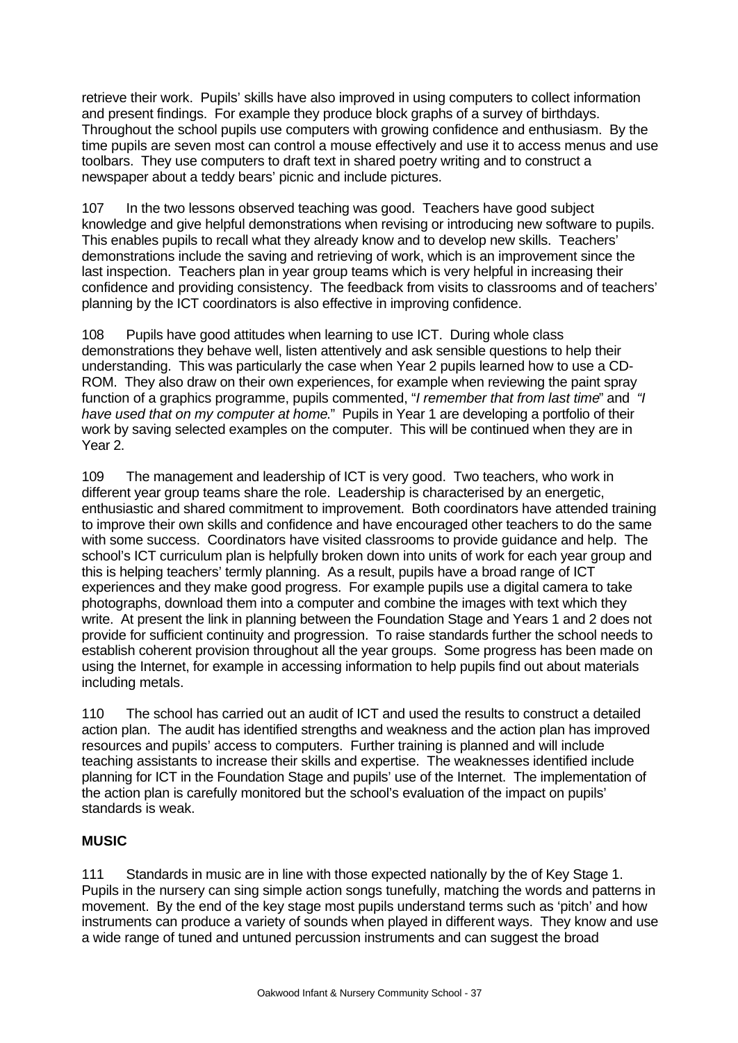retrieve their work. Pupils' skills have also improved in using computers to collect information and present findings. For example they produce block graphs of a survey of birthdays. Throughout the school pupils use computers with growing confidence and enthusiasm. By the time pupils are seven most can control a mouse effectively and use it to access menus and use toolbars. They use computers to draft text in shared poetry writing and to construct a newspaper about a teddy bears' picnic and include pictures.

107 In the two lessons observed teaching was good. Teachers have good subject knowledge and give helpful demonstrations when revising or introducing new software to pupils. This enables pupils to recall what they already know and to develop new skills. Teachers' demonstrations include the saving and retrieving of work, which is an improvement since the last inspection. Teachers plan in year group teams which is very helpful in increasing their confidence and providing consistency. The feedback from visits to classrooms and of teachers' planning by the ICT coordinators is also effective in improving confidence.

108 Pupils have good attitudes when learning to use ICT. During whole class demonstrations they behave well, listen attentively and ask sensible questions to help their understanding. This was particularly the case when Year 2 pupils learned how to use a CD-ROM. They also draw on their own experiences, for example when reviewing the paint spray function of a graphics programme, pupils commented, "*I remember that from last time*" and *"I have used that on my computer at home*." Pupils in Year 1 are developing a portfolio of their work by saving selected examples on the computer. This will be continued when they are in Year 2.

109 The management and leadership of ICT is very good. Two teachers, who work in different year group teams share the role. Leadership is characterised by an energetic, enthusiastic and shared commitment to improvement. Both coordinators have attended training to improve their own skills and confidence and have encouraged other teachers to do the same with some success. Coordinators have visited classrooms to provide guidance and help. The school's ICT curriculum plan is helpfully broken down into units of work for each year group and this is helping teachers' termly planning. As a result, pupils have a broad range of ICT experiences and they make good progress. For example pupils use a digital camera to take photographs, download them into a computer and combine the images with text which they write. At present the link in planning between the Foundation Stage and Years 1 and 2 does not provide for sufficient continuity and progression. To raise standards further the school needs to establish coherent provision throughout all the year groups. Some progress has been made on using the Internet, for example in accessing information to help pupils find out about materials including metals.

110 The school has carried out an audit of ICT and used the results to construct a detailed action plan. The audit has identified strengths and weakness and the action plan has improved resources and pupils' access to computers. Further training is planned and will include teaching assistants to increase their skills and expertise. The weaknesses identified include planning for ICT in the Foundation Stage and pupils' use of the Internet. The implementation of the action plan is carefully monitored but the school's evaluation of the impact on pupils' standards is weak.

## MUSIC

111 Standards in music are in line with those expected nationally by the of Key Stage 1. Pupils in the nursery can sing simple action songs tunefully, matching the words and patterns in movement. By the end of the key stage most pupils understand terms such as 'pitch' and how instruments can produce a variety of sounds when played in different ways. They know and use a wide range of tuned and untuned percussion instruments and can suggest the broad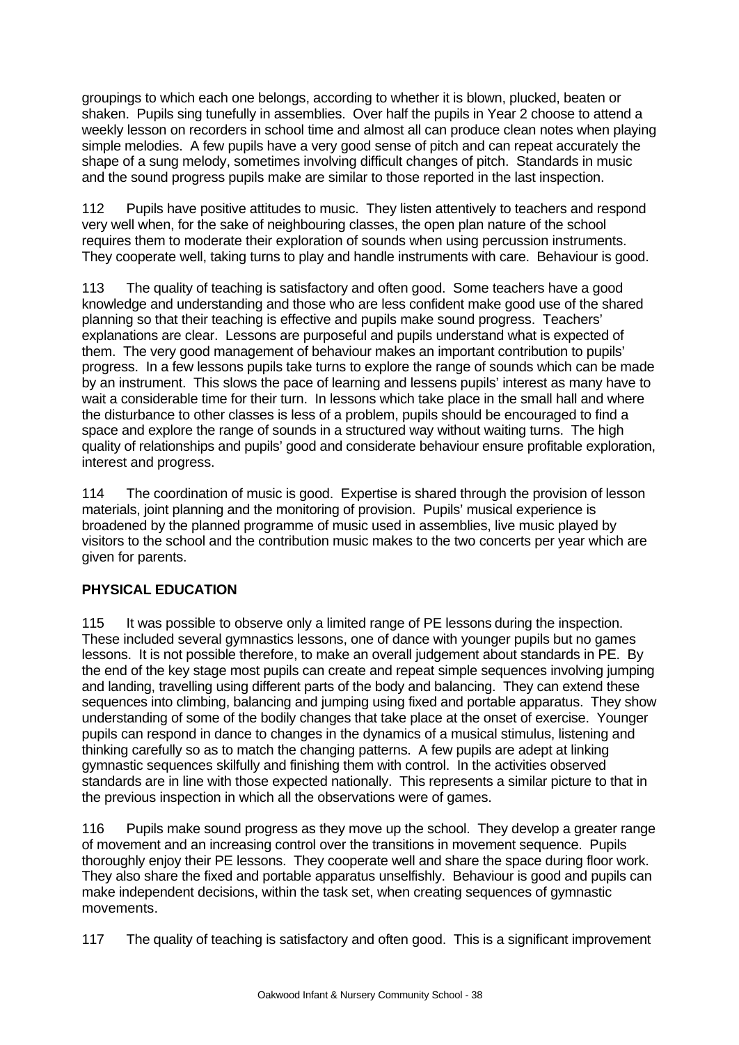groupings to which each one belongs, according to whether it is blown, plucked, beaten or shaken. Pupils sing tunefully in assemblies. Over half the pupils in Year 2 choose to attend a weekly lesson on recorders in school time and almost all can produce clean notes when playing simple melodies. A few pupils have a very good sense of pitch and can repeat accurately the shape of a sung melody, sometimes involving difficult changes of pitch. Standards in music and the sound progress pupils make are similar to those reported in the last inspection.

112 Pupils have positive attitudes to music. They listen attentively to teachers and respond very well when, for the sake of neighbouring classes, the open plan nature of the school requires them to moderate their exploration of sounds when using percussion instruments. They cooperate well, taking turns to play and handle instruments with care. Behaviour is good.

113 The quality of teaching is satisfactory and often good. Some teachers have a good knowledge and understanding and those who are less confident make good use of the shared planning so that their teaching is effective and pupils make sound progress. Teachers' explanations are clear. Lessons are purposeful and pupils understand what is expected of them. The very good management of behaviour makes an important contribution to pupils' progress. In a few lessons pupils take turns to explore the range of sounds which can be made by an instrument. This slows the pace of learning and lessens pupils' interest as many have to wait a considerable time for their turn. In lessons which take place in the small hall and where the disturbance to other classes is less of a problem, pupils should be encouraged to find a space and explore the range of sounds in a structured way without waiting turns. The high quality of relationships and pupils' good and considerate behaviour ensure profitable exploration, interest and progress.

114 The coordination of music is good. Expertise is shared through the provision of lesson materials, joint planning and the monitoring of provision. Pupils' musical experience is broadened by the planned programme of music used in assemblies, live music played by visitors to the school and the contribution music makes to the two concerts per year which are given for parents.

**PHYSICAL EDUCATION**

115 It was possible to observe only a limited range of PE lessons during the inspection. These included several gymnastics lessons, one of dance with younger pupils but no games lessons. It is not possible therefore, to make an overall judgement about standards in PE. By the end of the key stage most pupils can create and repeat simple sequences involving jumping and landing, travelling using different parts of the body and balancing. They can extend these sequences into climbing, balancing and jumping using fixed and portable apparatus. They show understanding of some of the bodily changes that take place at the onset of exercise. Younger pupils can respond in dance to changes in the dynamics of a musical stimulus, listening and thinking carefully so as to match the changing patterns. A few pupils are adept at linking gymnastic sequences skilfully and finishing them with control. In the activities observed standards are in line with those expected nationally. This represents a similar picture to that in the previous inspection in which all the observations were of games.

116 Pupils make sound progress as they move up the school. They develop a greater range of movement and an increasing control over the transitions in movement sequence. Pupils thoroughly enjoy their PE lessons. They cooperate well and share the space during floor work. They also share the fixed and portable apparatus unselfishly. Behaviour is good and pupils can make independent decisions, within the task set, when creating sequences of gymnastic movements.

117 The quality of teaching is satisfactory and often good. This is a significant improvement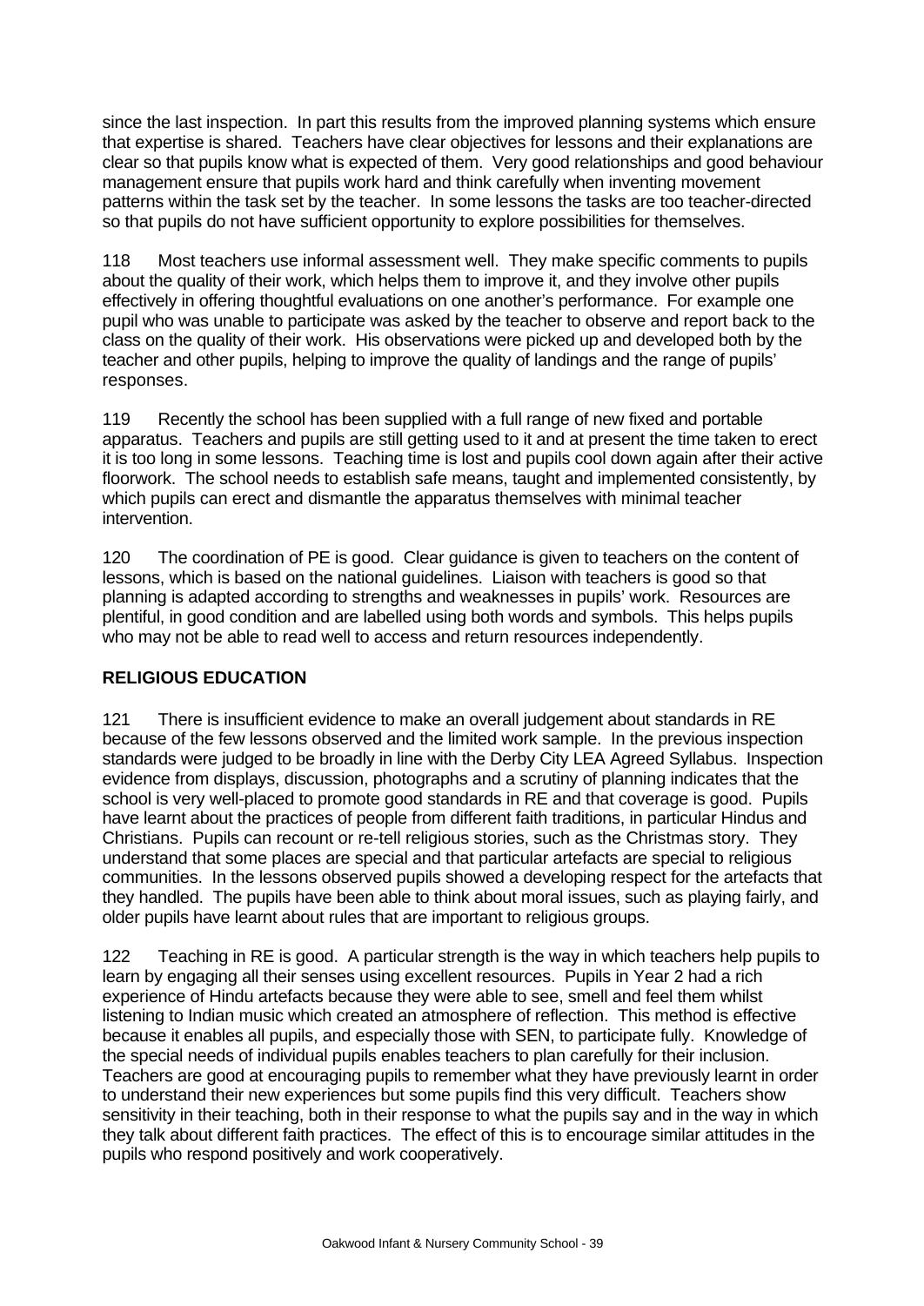since the last inspection. In part this results from the improved planning systems which ensure that expertise is shared. Teachers have clear objectives for lessons and their explanations are clear so that pupils know what is expected of them. Very good relationships and good behaviour management ensure that pupils work hard and think carefully when inventing movement patterns within the task set by the teacher. In some lessons the tasks are too teacher-directed so that pupils do not have sufficient opportunity to explore possibilities for themselves.

118 Most teachers use informal assessment well. They make specific comments to pupils about the quality of their work, which helps them to improve it, and they involve other pupils effectively in offering thoughtful evaluations on one another's performance. For example one pupil who was unable to participate was asked by the teacher to observe and report back to the class on the quality of their work. His observations were picked up and developed both by the teacher and other pupils, helping to improve the quality of landings and the range of pupils' responses.

119 Recently the school has been supplied with a full range of new fixed and portable apparatus. Teachers and pupils are still getting used to it and at present the time taken to erect it is too long in some lessons. Teaching time is lost and pupils cool down again after their active floorwork. The school needs to establish safe means, taught and implemented consistently, by which pupils can erect and dismantle the apparatus themselves with minimal teacher intervention.

120 The coordination of PE is good. Clear guidance is given to teachers on the content of lessons, which is based on the national guidelines. Liaison with teachers is good so that planning is adapted according to strengths and weaknesses in pupils' work. Resources are plentiful, in good condition and are labelled using both words and symbols. This helps pupils who may not be able to read well to access and return resources independently.

## RELIGIOUS EDUCATION

121 There is insufficient evidence to make an overall judgement about standards in RE because of the few lessons observed and the limited work sample. In the previous inspection standards were judged to be broadly in line with the Derby City LEA Agreed Syllabus. Inspection evidence from displays, discussion, photographs and a scrutiny of planning indicates that the school is very well-placed to promote good standards in RE and that coverage is good. Pupils have learnt about the practices of people from different faith traditions, in particular Hindus and Christians. Pupils can recount or re-tell religious stories, such as the Christmas story. They understand that some places are special and that particular artefacts are special to religious communities. In the lessons observed pupils showed a developing respect for the artefacts that they handled. The pupils have been able to think about moral issues, such as playing fairly, and older pupils have learnt about rules that are important to religious groups.

122 Teaching in RE is good. A particular strength is the way in which teachers help pupils to learn by engaging all their senses using excellent resources. Pupils in Year 2 had a rich experience of Hindu artefacts because they were able to see, smell and feel them whilst listening to Indian music which created an atmosphere of reflection. This method is effective because it enables all pupils, and especially those with SEN, to participate fully. Knowledge of the special needs of individual pupils enables teachers to plan carefully for their inclusion. Teachers are good at encouraging pupils to remember what they have previously learnt in order to understand their new experiences but some pupils find this very difficult. Teachers show sensitivity in their teaching, both in their response to what the pupils say and in the way in which they talk about different faith practices. The effect of this is to encourage similar attitudes in the pupils who respond positively and work cooperatively.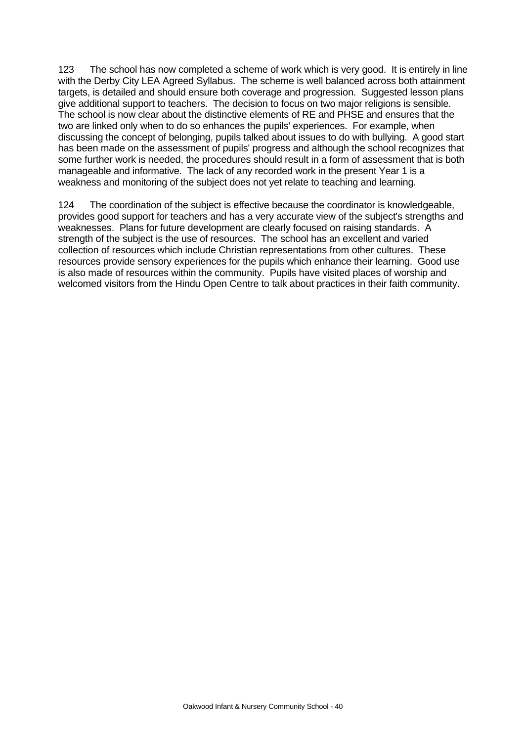123 The school has now completed a scheme of work which is very good. It is entirely in line with the Derby City LEA Agreed Syllabus. The scheme is well balanced across both attainment targets, is detailed and should ensure both coverage and progression. Suggested lesson plans give additional support to teachers. The decision to focus on two major religions is sensible. The school is now clear about the distinctive elements of RE and PHSE and ensures that the two are linked only when to do so enhances the pupils' experiences. For example, when discussing the concept of belonging, pupils talked about issues to do with bullying. A good start has been made on the assessment of pupils' progress and although the school recognizes that some further work is needed, the procedures should result in a form of assessment that is both manageable and informative. The lack of any recorded work in the present Year 1 is a weakness and monitoring of the subject does not yet relate to teaching and learning.

124 The coordination of the subject is effective because the coordinator is knowledgeable, provides good support for teachers and has a very accurate view of the subject's strengths and weaknesses. Plans for future development are clearly focused on raising standards. A strength of the subject is the use of resources. The school has an excellent and varied collection of resources which include Christian representations from other cultures. These resources provide sensory experiences for the pupils which enhance their learning. Good use is also made of resources within the community. Pupils have visited places of worship and welcomed visitors from the Hindu Open Centre to talk about practices in their faith community.